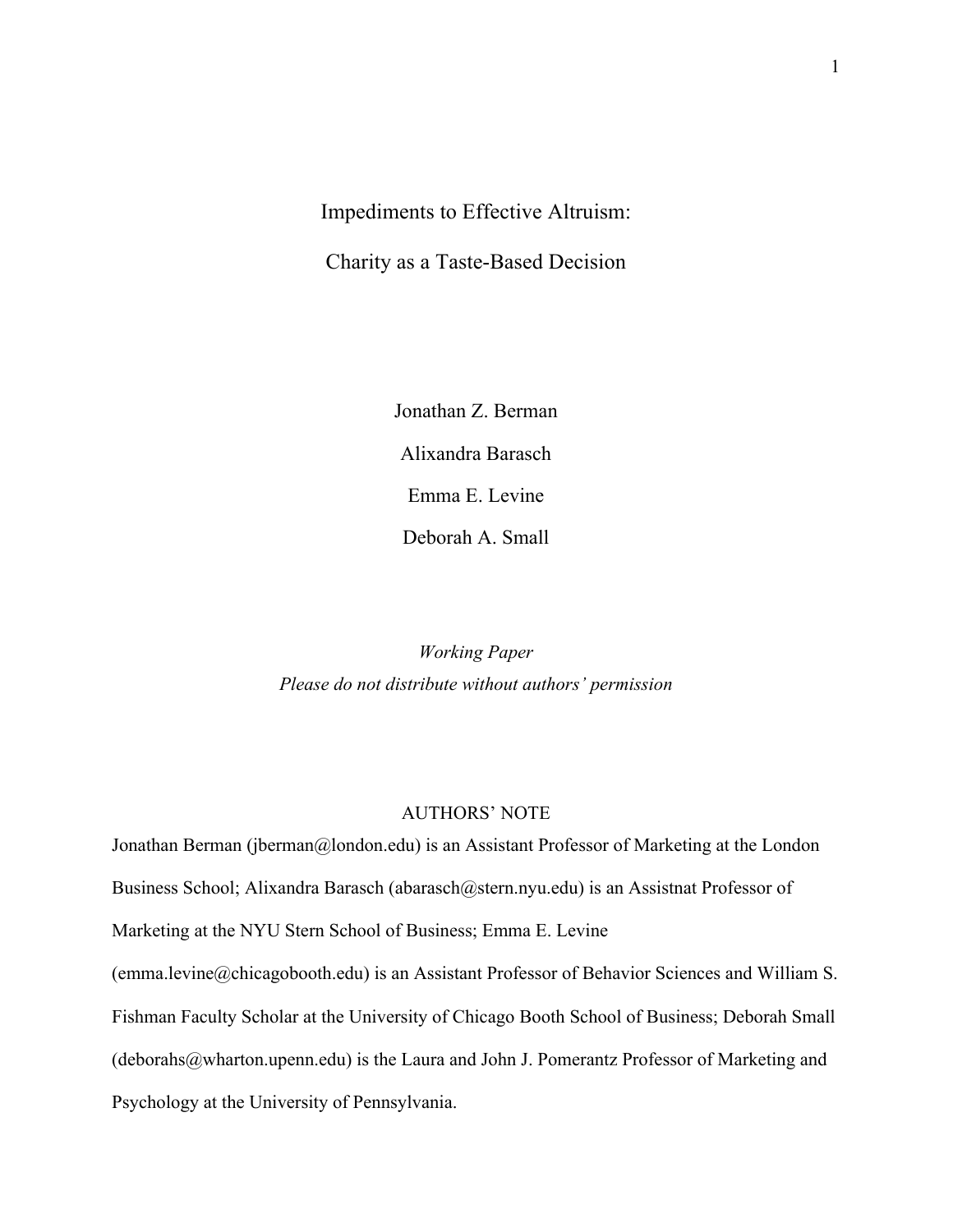# Impediments to Effective Altruism:

# Charity as a Taste-Based Decision

Jonathan Z. Berman

Alixandra Barasch

Emma E. Levine

Deborah A. Small

*Working Paper*

*Please do not distribute without authors' permission*

AUTHORS' NOTE

Jonathan Berman (jberman@london.edu) is an Assistant Professor of Marketing at the London Business School; Alixandra Barasch (abarasch@stern.nyu.edu) is an Assistnat Professor of Marketing at the NYU Stern School of Business; Emma E. Levine (emma.levine@chicagobooth.edu) is an Assistant Professor of Behavior Sciences and William S. Fishman Faculty Scholar at the University of Chicago Booth School of Business; Deborah Small (deborahs@wharton.upenn.edu) is the Laura and John J. Pomerantz Professor of Marketing and Psychology at the University of Pennsylvania.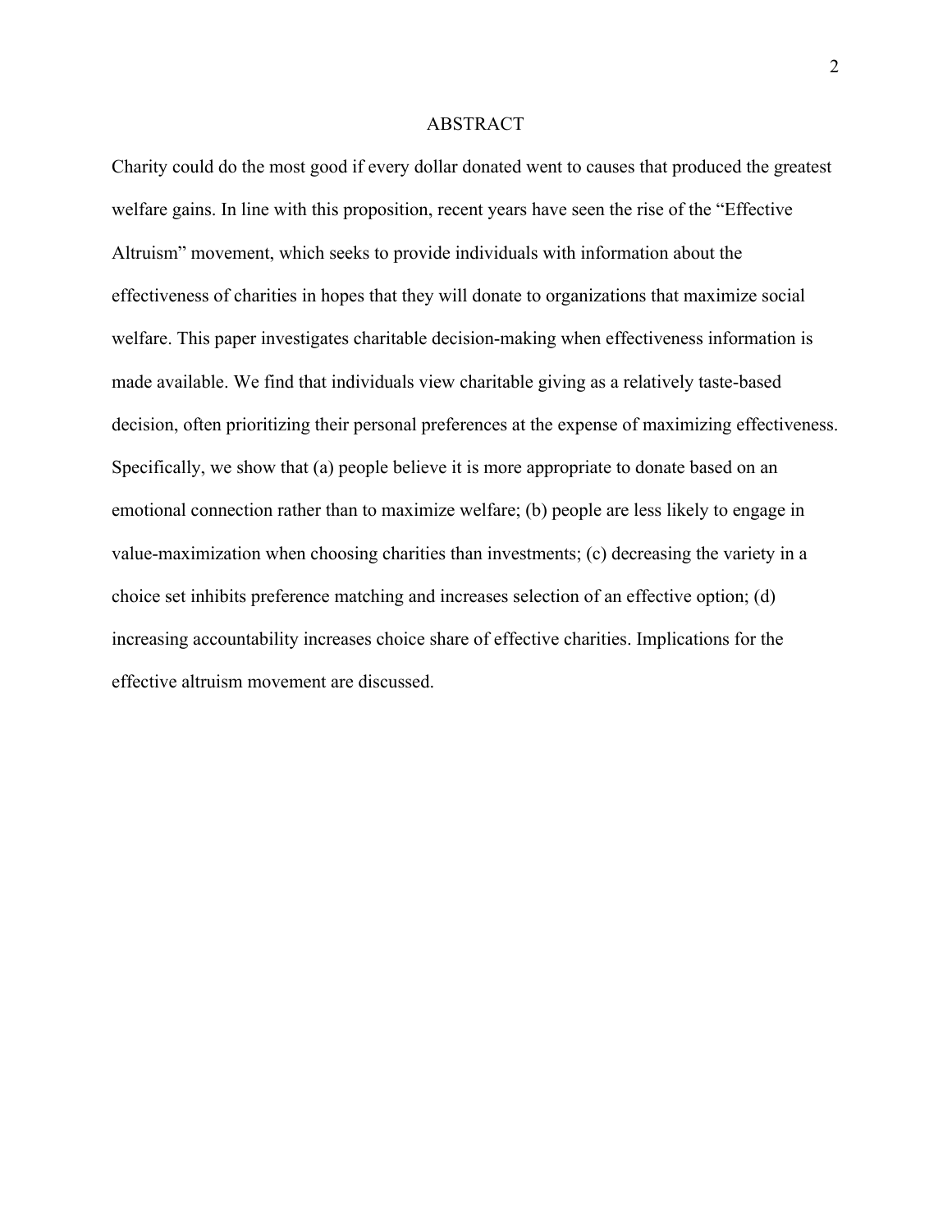# ABSTRACT

Charity could do the most good if every dollar donated went to causes that produced the greatest welfare gains. In line with this proposition, recent years have seen the rise of the "Effective Altruism" movement, which seeks to provide individuals with information about the effectiveness of charities in hopes that they will donate to organizations that maximize social welfare. This paper investigates charitable decision-making when effectiveness information is made available. We find that individuals view charitable giving as a relatively taste-based decision, often prioritizing their personal preferences at the expense of maximizing effectiveness. Specifically, we show that (a) people believe it is more appropriate to donate based on an emotional connection rather than to maximize welfare; (b) people are less likely to engage in value-maximization when choosing charities than investments; (c) decreasing the variety in a choice set inhibits preference matching and increases selection of an effective option; (d) increasing accountability increases choice share of effective charities. Implications for the effective altruism movement are discussed.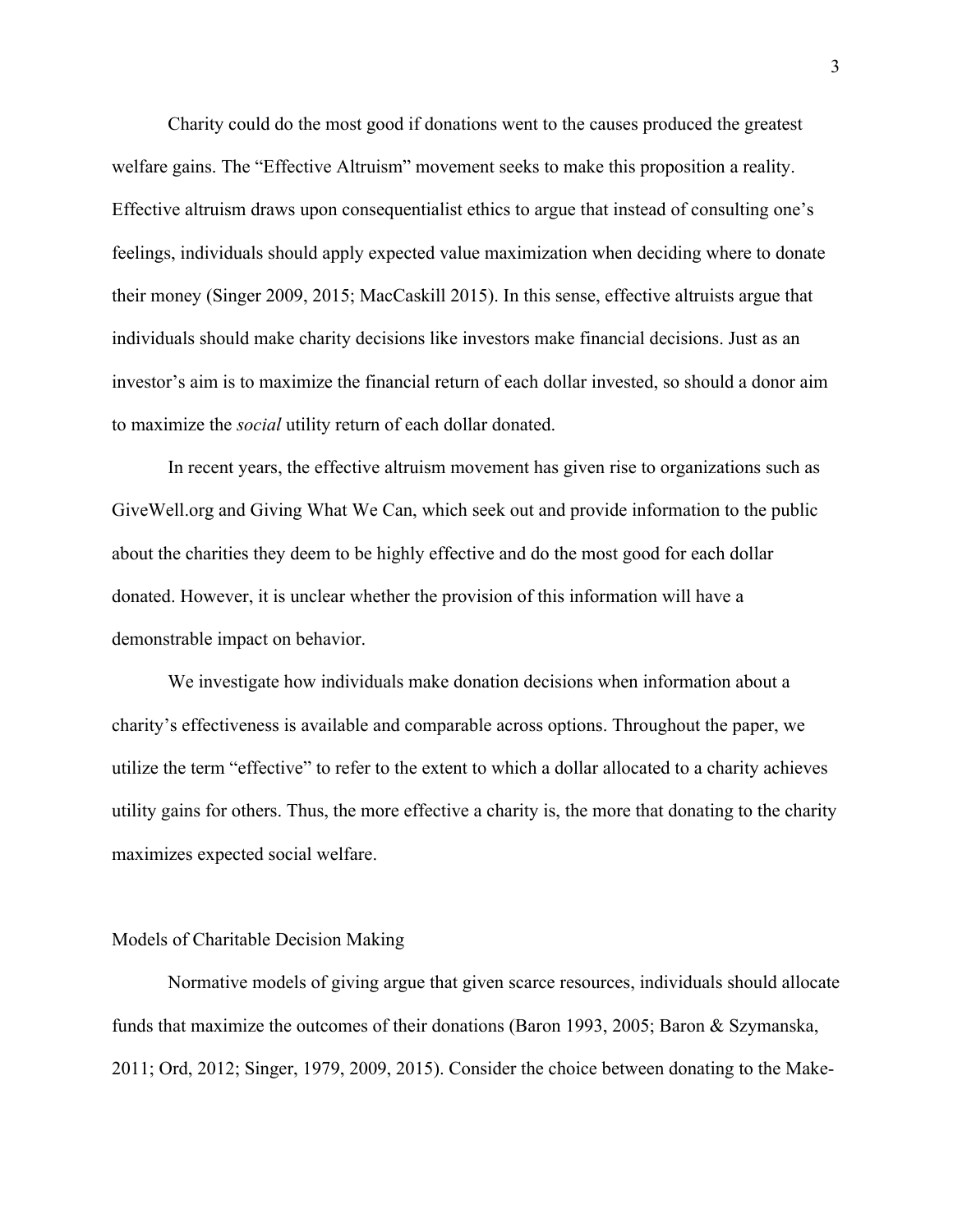Charity could do the most good if donations went to the causes produced the greatest welfare gains. The "Effective Altruism" movement seeks to make this proposition a reality. Effective altruism draws upon consequentialist ethics to argue that instead of consulting one's feelings, individuals should apply expected value maximization when deciding where to donate their money (Singer 2009, 2015; MacCaskill 2015). In this sense, effective altruists argue that individuals should make charity decisions like investors make financial decisions. Just as an investor's aim is to maximize the financial return of each dollar invested, so should a donor aim to maximize the *social* utility return of each dollar donated.

In recent years, the effective altruism movement has given rise to organizations such as GiveWell.org and Giving What We Can, which seek out and provide information to the public about the charities they deem to be highly effective and do the most good for each dollar donated. However, it is unclear whether the provision of this information will have a demonstrable impact on behavior.

We investigate how individuals make donation decisions when information about a charity's effectiveness is available and comparable across options. Throughout the paper, we utilize the term "effective" to refer to the extent to which a dollar allocated to a charity achieves utility gains for others. Thus, the more effective a charity is, the more that donating to the charity maximizes expected social welfare.

## Models of Charitable Decision Making

Normative models of giving argue that given scarce resources, individuals should allocate funds that maximize the outcomes of their donations (Baron 1993, 2005; Baron & Szymanska, 2011; Ord, 2012; Singer, 1979, 2009, 2015). Consider the choice between donating to the Make-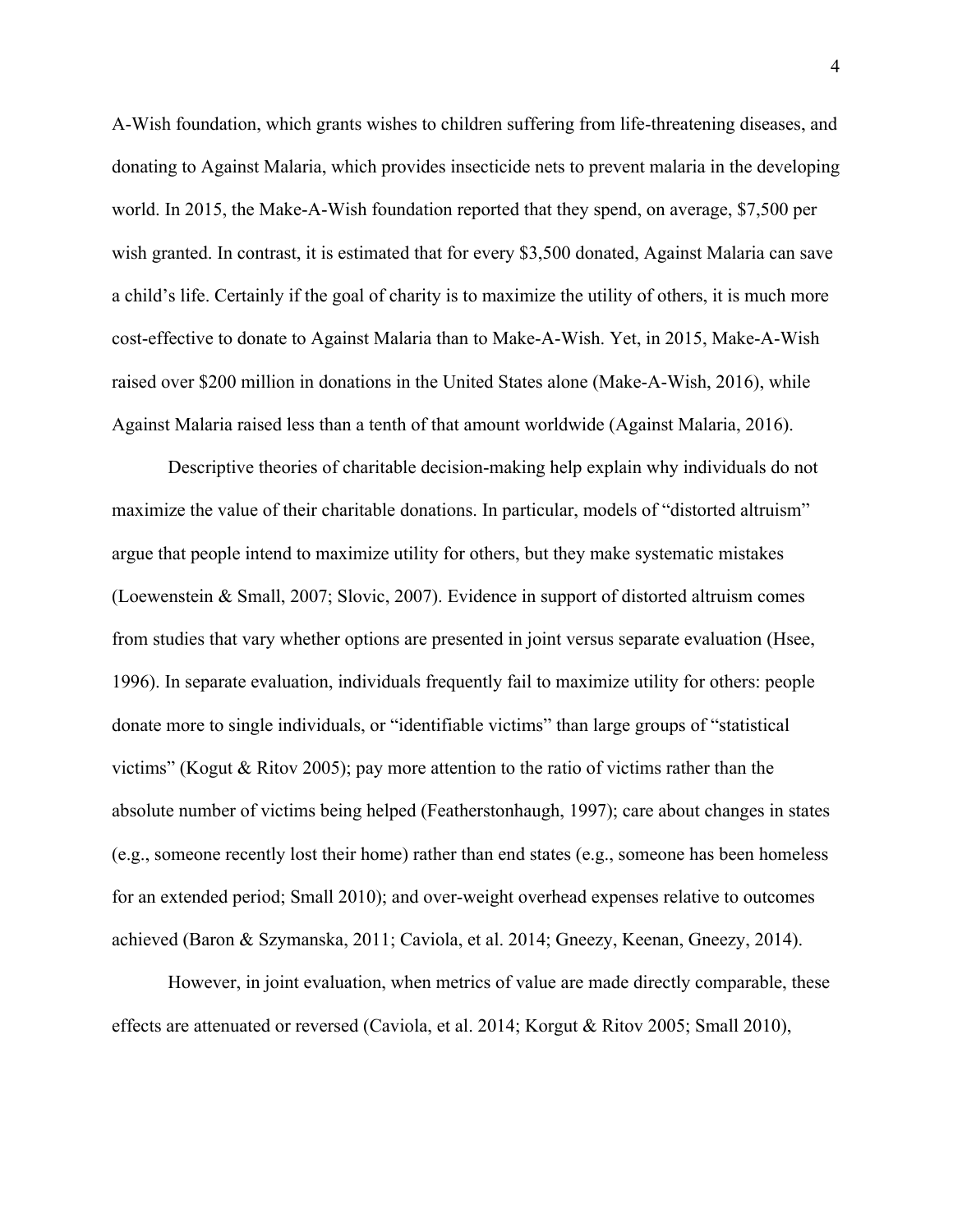A-Wish foundation, which grants wishes to children suffering from life-threatening diseases, and donating to Against Malaria, which provides insecticide nets to prevent malaria in the developing world. In 2015, the Make-A-Wish foundation reported that they spend, on average, $7,500 per wish granted. In contrast, it is estimated that for every $3,500 donated, Against Malaria can save a child's life. Certainly if the goal of charity is to maximize the utility of others, it is much more cost-effective to donate to Against Malaria than to Make-A-Wish. Yet, in 2015, Make-A-Wish raised over $200 million in donations in the United States alone (Make-A-Wish, 2016), while Against Malaria raised less than a tenth of that amount worldwide (Against Malaria, 2016).

Descriptive theories of charitable decision-making help explain why individuals do not maximize the value of their charitable donations. In particular, models of "distorted altruism" argue that people intend to maximize utility for others, but they make systematic mistakes (Loewenstein & Small, 2007; Slovic, 2007). Evidence in support of distorted altruism comes from studies that vary whether options are presented in joint versus separate evaluation (Hsee, 1996). In separate evaluation, individuals frequently fail to maximize utility for others: people donate more to single individuals, or "identifiable victims" than large groups of "statistical victims" (Kogut & Ritov 2005); pay more attention to the ratio of victims rather than the absolute number of victims being helped (Featherstonhaugh, 1997); care about changes in states (e.g., someone recently lost their home) rather than end states (e.g., someone has been homeless for an extended period; Small 2010); and over-weight overhead expenses relative to outcomes achieved (Baron & Szymanska, 2011; Caviola, et al. 2014; Gneezy, Keenan, Gneezy, 2014).

However, in joint evaluation, when metrics of value are made directly comparable, these effects are attenuated or reversed (Caviola, et al. 2014; Korgut & Ritov 2005; Small 2010),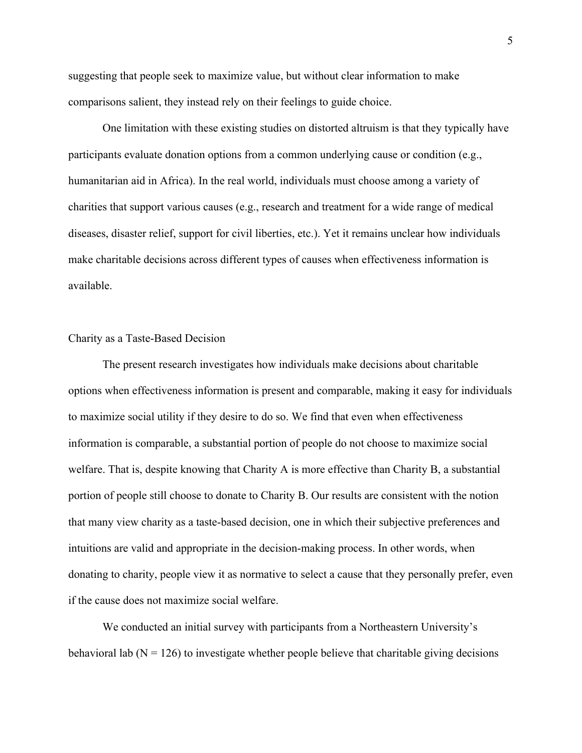suggesting that people seek to maximize value, but without clear information to make comparisons salient, they instead rely on their feelings to guide choice.

One limitation with these existing studies on distorted altruism is that they typically have participants evaluate donation options from a common underlying cause or condition (e.g., humanitarian aid in Africa). In the real world, individuals must choose among a variety of charities that support various causes (e.g., research and treatment for a wide range of medical diseases, disaster relief, support for civil liberties, etc.). Yet it remains unclear how individuals make charitable decisions across different types of causes when effectiveness information is available.

## Charity as a Taste-Based Decision

The present research investigates how individuals make decisions about charitable options when effectiveness information is present and comparable, making it easy for individuals to maximize social utility if they desire to do so. We find that even when effectiveness information is comparable, a substantial portion of people do not choose to maximize social welfare. That is, despite knowing that Charity A is more effective than Charity B, a substantial portion of people still choose to donate to Charity B. Our results are consistent with the notion that many view charity as a taste-based decision, one in which their subjective preferences and intuitions are valid and appropriate in the decision-making process. In other words, when donating to charity, people view it as normative to select a cause that they personally prefer, even if the cause does not maximize social welfare.

We conducted an initial survey with participants from a Northeastern University's behavioral lab ($N = 126$) to investigate whether people believe that charitable giving decisions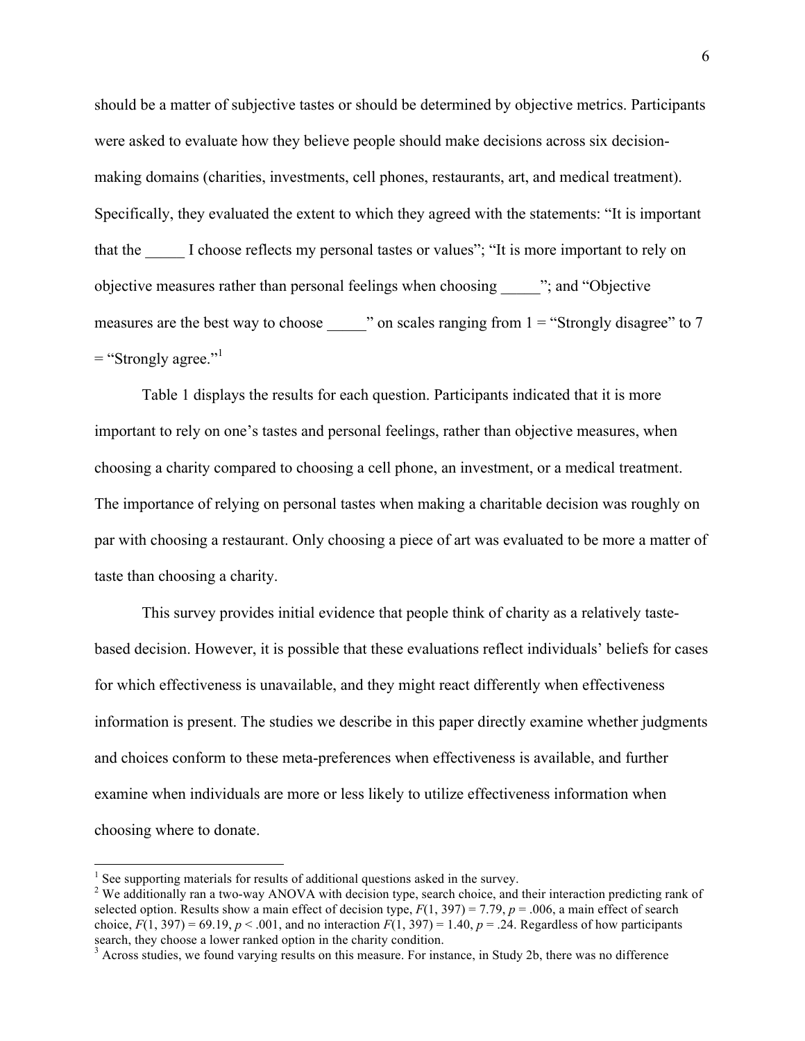should be a matter of subjective tastes or should be determined by objective metrics. Participants were asked to evaluate how they believe people should make decisions across six decision-making domains (charities, investments, cell phones, restaurants, art, and medical treatment). Specifically, they evaluated the extent to which they agreed with the statements: "It is important that the _____ I choose reflects my personal tastes or values"; "It is more important to rely on objective measures rather than personal feelings when choosing _____"; and "Objective measures are the best way to choose _____" on scales ranging from 1 = "Strongly disagree" to 7 = "Strongly agree."[1]

Table 1 displays the results for each question. Participants indicated that it is more important to rely on one's tastes and personal feelings, rather than objective measures, when choosing a charity compared to choosing a cell phone, an investment, or a medical treatment. The importance of relying on personal tastes when making a charitable decision was roughly on par with choosing a restaurant. Only choosing a piece of art was evaluated to be more a matter of taste than choosing a charity.

This survey provides initial evidence that people think of charity as a relatively taste-based decision. However, it is possible that these evaluations reflect individuals' beliefs for cases for which effectiveness is unavailable, and they might react differently when effectiveness information is present. The studies we describe in this paper directly examine whether judgments and choices conform to these meta-preferences when effectiveness is available, and further examine when individuals are more or less likely to utilize effectiveness information when choosing where to donate.

---

[1] See supporting materials for results of additional questions asked in the survey.

[2] We additionally ran a two-way ANOVA with decision type, search choice, and their interaction predicting rank of selected option. Results show a main effect of decision type, $F(1, 397) = 7.79$, $p = .006$, a main effect of search choice, $F(1, 397) = 69.19$, $p < .001$, and no interaction $F(1, 397) = 1.40$, $p = .24$. Regardless of how participants search, they choose a lower ranked option in the charity condition.

[3] Across studies, we found varying results on this measure. For instance, in Study 2b, there was no difference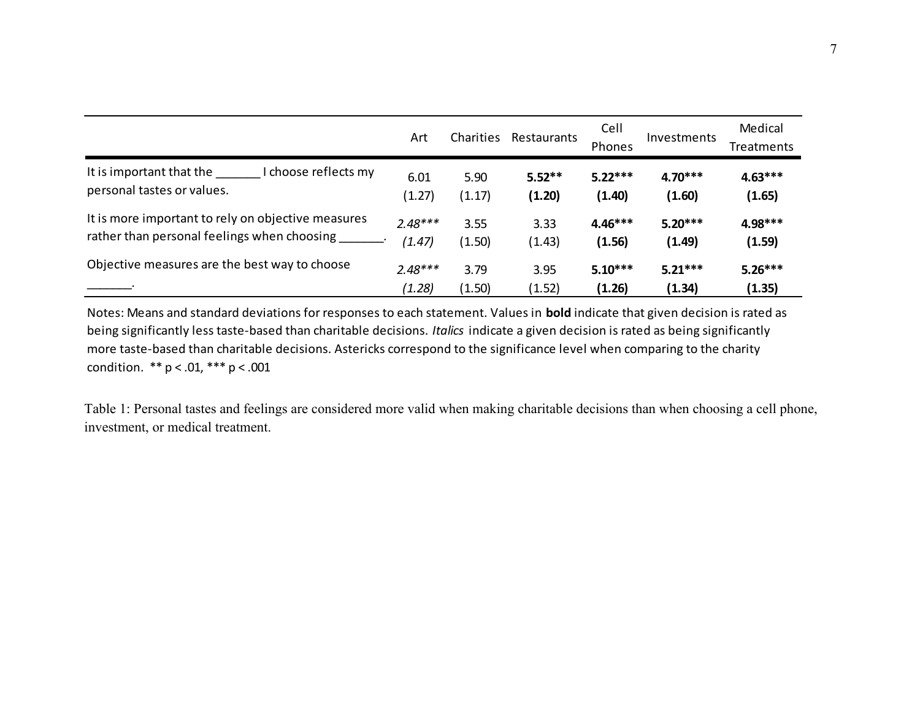| | Art | Charities | Restaurants | Cell Phones | Investments | Medical Treatments |
|---|---|---|---|---|---|---|
| It is important that the _______ I choose reflects my personal tastes or values. | 6.01 (1.27) | 5.90 (1.17) | **5.52**** **(1.20)** | **5.22***** **(1.40)** | **4.70***** **(1.60)** | **4.63***** **(1.65)** |
| It is more important to rely on objective measures rather than personal feelings when choosing _______. | *2.48**** *(1.47)* | 3.55 (1.50) | 3.33 (1.43) | **4.46***** **(1.56)** | **5.20***** **(1.49)** | **4.98***** **(1.59)** |
| Objective measures are the best way to choose _______. | *2.48**** *(1.28)* | 3.79 (1.50) | 3.95 (1.52) | **5.10***** **(1.26)** | **5.21***** **(1.34)** | **5.26***** **(1.35)** |

Notes: Means and standard deviations for responses to each statement. Values in **bold** indicate that given decision is rated as being significantly less taste-based than charitable decisions. *Italics* indicate a given decision is rated as being significantly more taste-based than charitable decisions. Astericks correspond to the significance level when comparing to the charity condition. ** $p < .01$, *** $p < .001$

Table 1: Personal tastes and feelings are considered more valid when making charitable decisions than when choosing a cell phone, investment, or medical treatment.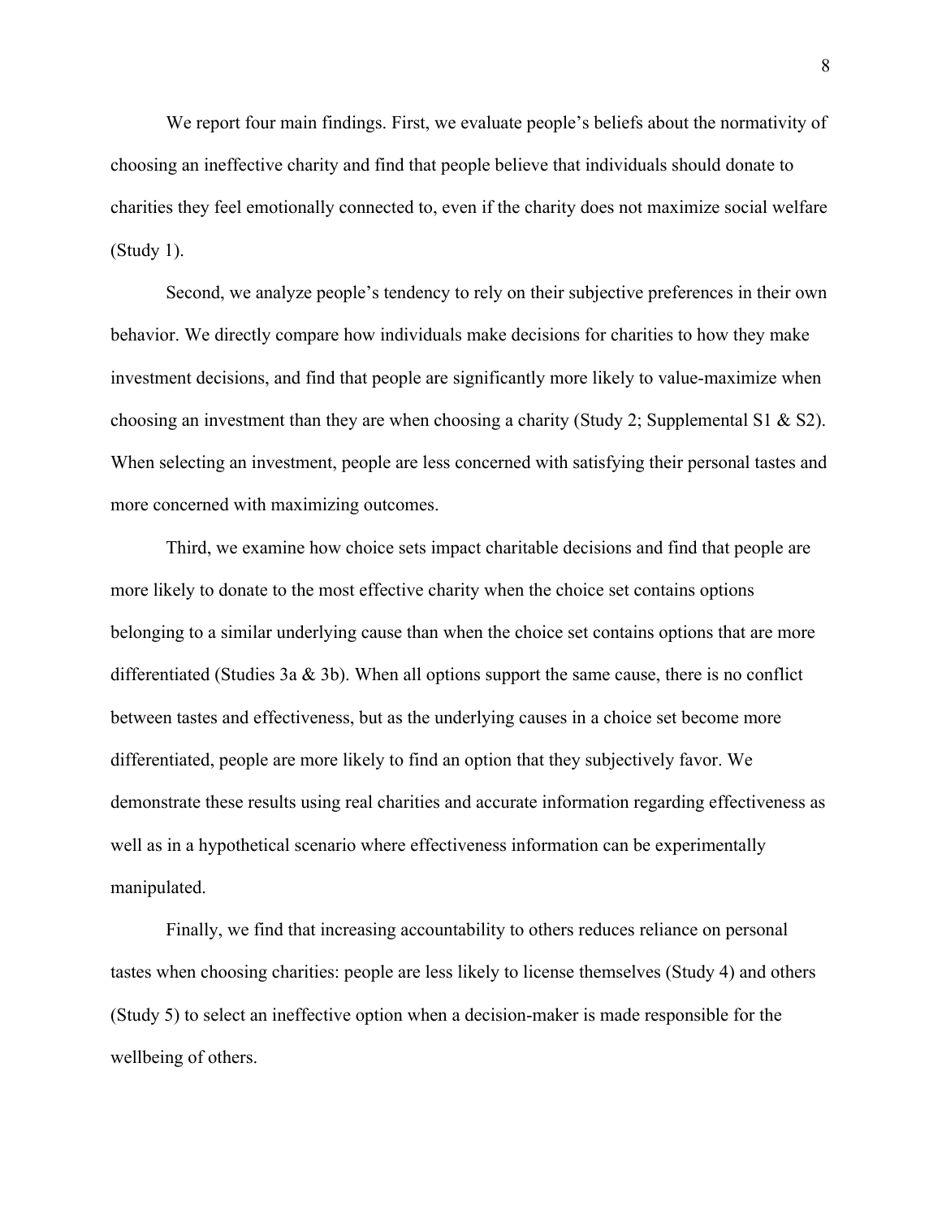We report four main findings. First, we evaluate people's beliefs about the normativity of choosing an ineffective charity and find that people believe that individuals should donate to charities they feel emotionally connected to, even if the charity does not maximize social welfare (Study 1).

Second, we analyze people's tendency to rely on their subjective preferences in their own behavior. We directly compare how individuals make decisions for charities to how they make investment decisions, and find that people are significantly more likely to value-maximize when choosing an investment than they are when choosing a charity (Study 2; Supplemental S1 & S2). When selecting an investment, people are less concerned with satisfying their personal tastes and more concerned with maximizing outcomes.

Third, we examine how choice sets impact charitable decisions and find that people are more likely to donate to the most effective charity when the choice set contains options belonging to a similar underlying cause than when the choice set contains options that are more differentiated (Studies 3a & 3b). When all options support the same cause, there is no conflict between tastes and effectiveness, but as the underlying causes in a choice set become more differentiated, people are more likely to find an option that they subjectively favor. We demonstrate these results using real charities and accurate information regarding effectiveness as well as in a hypothetical scenario where effectiveness information can be experimentally manipulated.

Finally, we find that increasing accountability to others reduces reliance on personal tastes when choosing charities: people are less likely to license themselves (Study 4) and others (Study 5) to select an ineffective option when a decision-maker is made responsible for the wellbeing of others.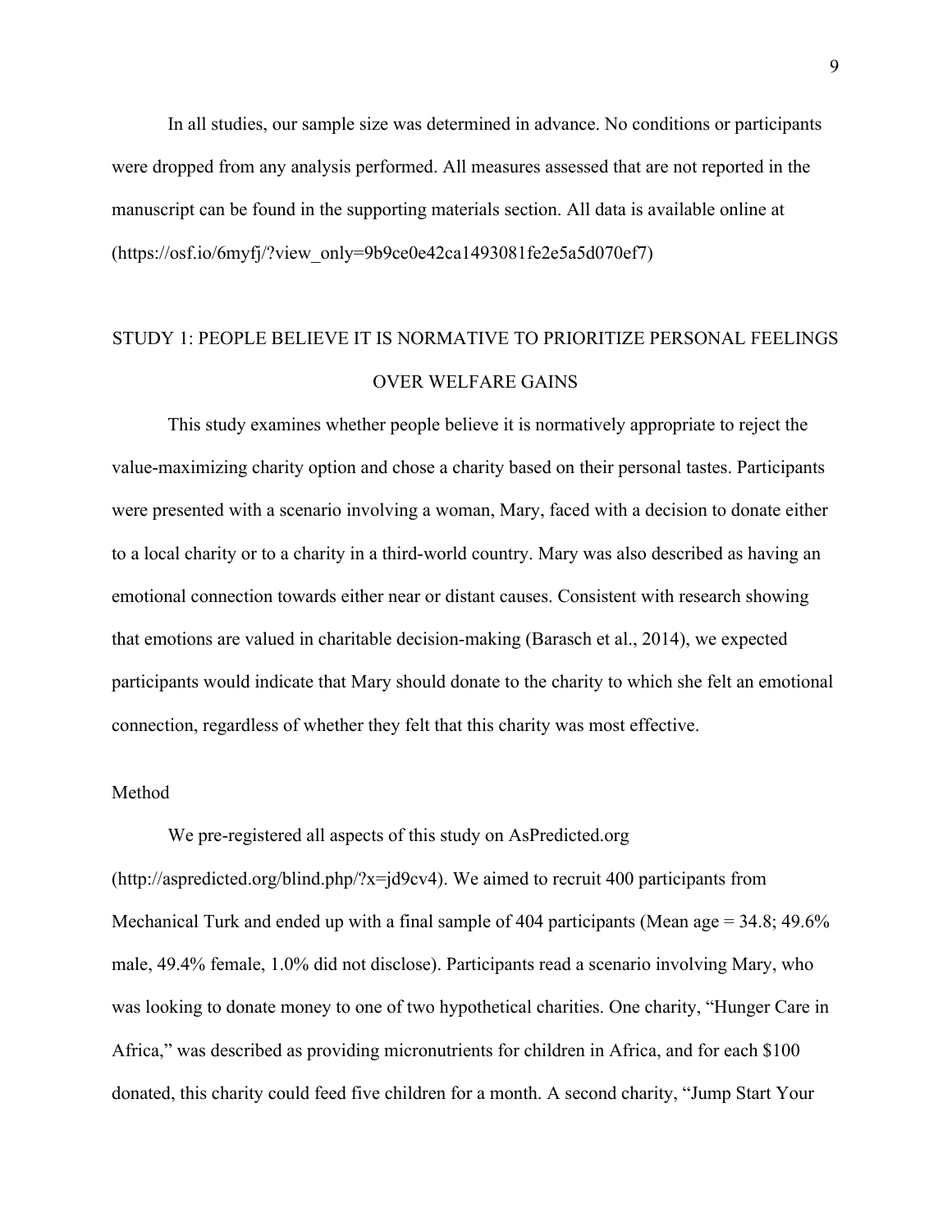In all studies, our sample size was determined in advance. No conditions or participants were dropped from any analysis performed. All measures assessed that are not reported in the manuscript can be found in the supporting materials section. All data is available online at (https://osf.io/6myfj/?view_only=9b9ce0e42ca1493081fe2e5a5d070ef7)

## STUDY 1: PEOPLE BELIEVE IT IS NORMATIVE TO PRIORITIZE PERSONAL FEELINGS OVER WELFARE GAINS

This study examines whether people believe it is normatively appropriate to reject the value-maximizing charity option and chose a charity based on their personal tastes. Participants were presented with a scenario involving a woman, Mary, faced with a decision to donate either to a local charity or to a charity in a third-world country. Mary was also described as having an emotional connection towards either near or distant causes. Consistent with research showing that emotions are valued in charitable decision-making (Barasch et al., 2014), we expected participants would indicate that Mary should donate to the charity to which she felt an emotional connection, regardless of whether they felt that this charity was most effective.

### Method

We pre-registered all aspects of this study on AsPredicted.org (http://aspredicted.org/blind.php/?x=jd9cv4). We aimed to recruit 400 participants from Mechanical Turk and ended up with a final sample of 404 participants (Mean age = 34.8; 49.6% male, 49.4% female, 1.0% did not disclose). Participants read a scenario involving Mary, who was looking to donate money to one of two hypothetical charities. One charity, "Hunger Care in Africa," was described as providing micronutrients for children in Africa, and for each $100 donated, this charity could feed five children for a month. A second charity, "Jump Start Your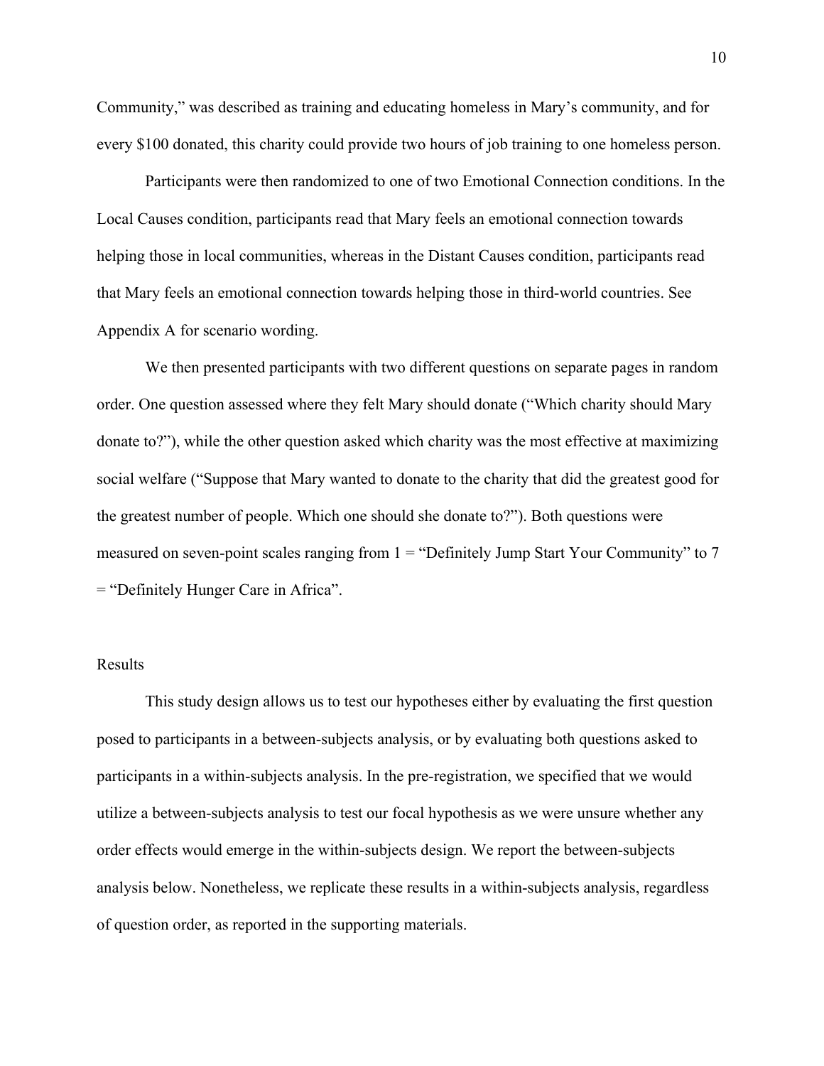Community," was described as training and educating homeless in Mary's community, and for every $100 donated, this charity could provide two hours of job training to one homeless person.

Participants were then randomized to one of two Emotional Connection conditions. In the Local Causes condition, participants read that Mary feels an emotional connection towards helping those in local communities, whereas in the Distant Causes condition, participants read that Mary feels an emotional connection towards helping those in third-world countries. See Appendix A for scenario wording.

We then presented participants with two different questions on separate pages in random order. One question assessed where they felt Mary should donate ("Which charity should Mary donate to?"), while the other question asked which charity was the most effective at maximizing social welfare ("Suppose that Mary wanted to donate to the charity that did the greatest good for the greatest number of people. Which one should she donate to?"). Both questions were measured on seven-point scales ranging from 1 = "Definitely Jump Start Your Community" to 7 = "Definitely Hunger Care in Africa".

## Results

This study design allows us to test our hypotheses either by evaluating the first question posed to participants in a between-subjects analysis, or by evaluating both questions asked to participants in a within-subjects analysis. In the pre-registration, we specified that we would utilize a between-subjects analysis to test our focal hypothesis as we were unsure whether any order effects would emerge in the within-subjects design. We report the between-subjects analysis below. Nonetheless, we replicate these results in a within-subjects analysis, regardless of question order, as reported in the supporting materials.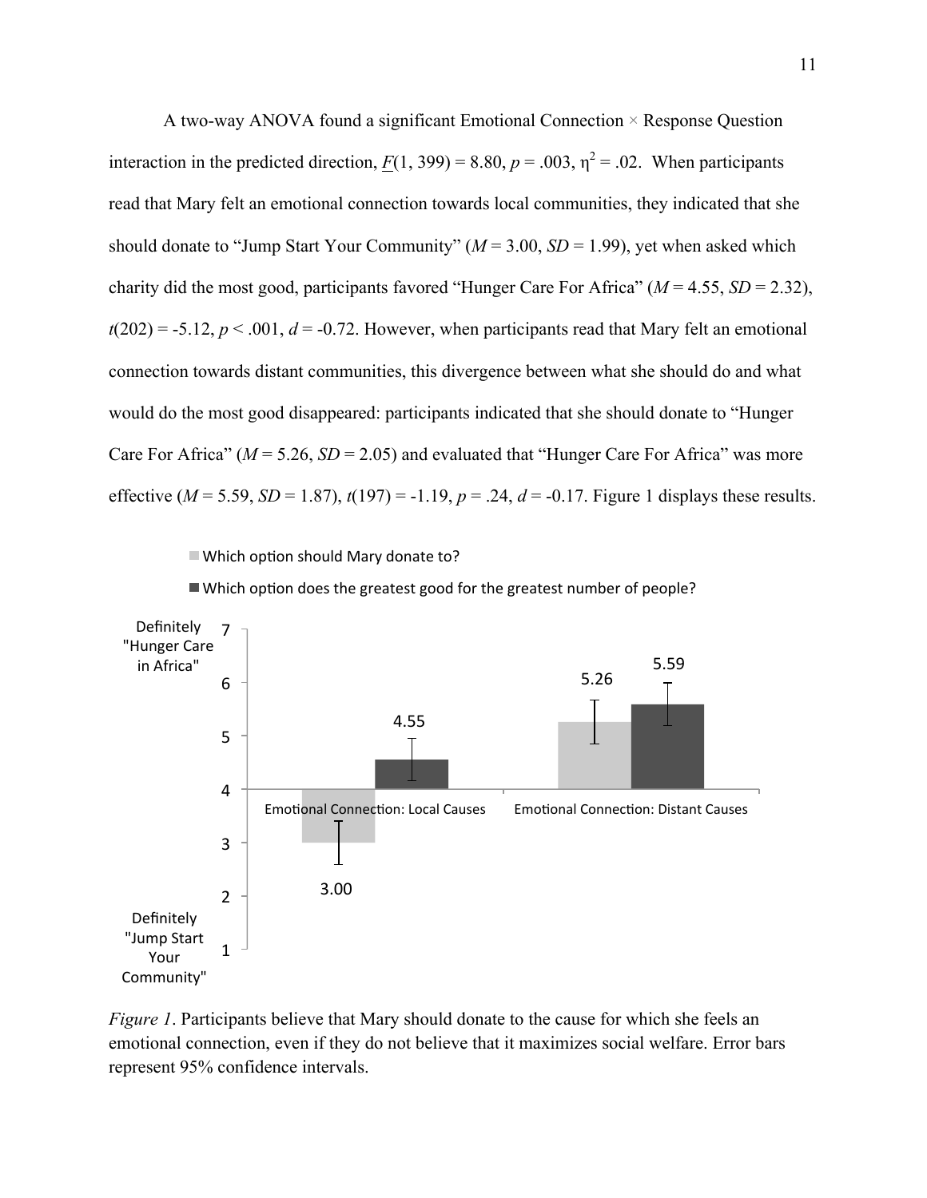A two-way ANOVA found a significant Emotional Connection × Response Question interaction in the predicted direction, $\underline{F}(1, 399) = 8.80$, $p = .003$, $\eta^2 = .02$. When participants read that Mary felt an emotional connection towards local communities, they indicated that she should donate to "Jump Start Your Community" ($M = 3.00$, $SD = 1.99$), yet when asked which charity did the most good, participants favored "Hunger Care For Africa" ($M = 4.55$, $SD = 2.32$), $t(202) = -5.12$, $p < .001$, $d = -0.72$. However, when participants read that Mary felt an emotional connection towards distant communities, this divergence between what she should do and what would do the most good disappeared: participants indicated that she should donate to "Hunger Care For Africa" ($M = 5.26$, $SD = 2.05$) and evaluated that "Hunger Care For Africa" was more effective ($M = 5.59$, $SD = 1.87$), $t(197) = -1.19$, $p = .24$, $d = -0.17$. Figure 1 displays these results.

*Figure 1*. Participants believe that Mary should donate to the cause for which she feels an emotional connection, even if they do not believe that it maximizes social welfare. Error bars represent 95% confidence intervals.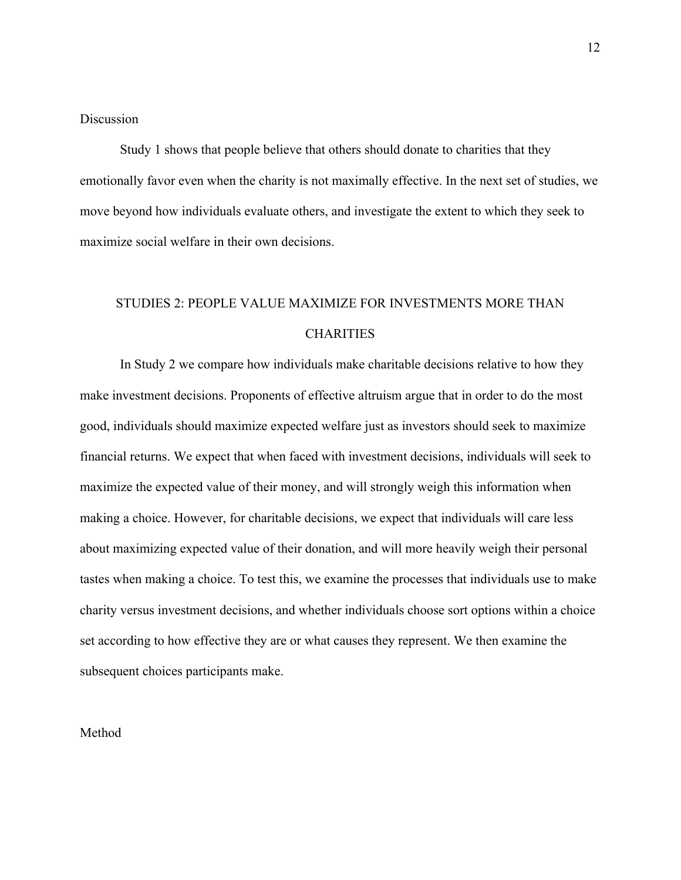## Discussion

Study 1 shows that people believe that others should donate to charities that they emotionally favor even when the charity is not maximally effective. In the next set of studies, we move beyond how individuals evaluate others, and investigate the extent to which they seek to maximize social welfare in their own decisions.

## STUDIES 2: PEOPLE VALUE MAXIMIZE FOR INVESTMENTS MORE THAN CHARITIES

In Study 2 we compare how individuals make charitable decisions relative to how they make investment decisions. Proponents of effective altruism argue that in order to do the most good, individuals should maximize expected welfare just as investors should seek to maximize financial returns. We expect that when faced with investment decisions, individuals will seek to maximize the expected value of their money, and will strongly weigh this information when making a choice. However, for charitable decisions, we expect that individuals will care less about maximizing expected value of their donation, and will more heavily weigh their personal tastes when making a choice. To test this, we examine the processes that individuals use to make charity versus investment decisions, and whether individuals choose sort options within a choice set according to how effective they are or what causes they represent. We then examine the subsequent choices participants make.

## Method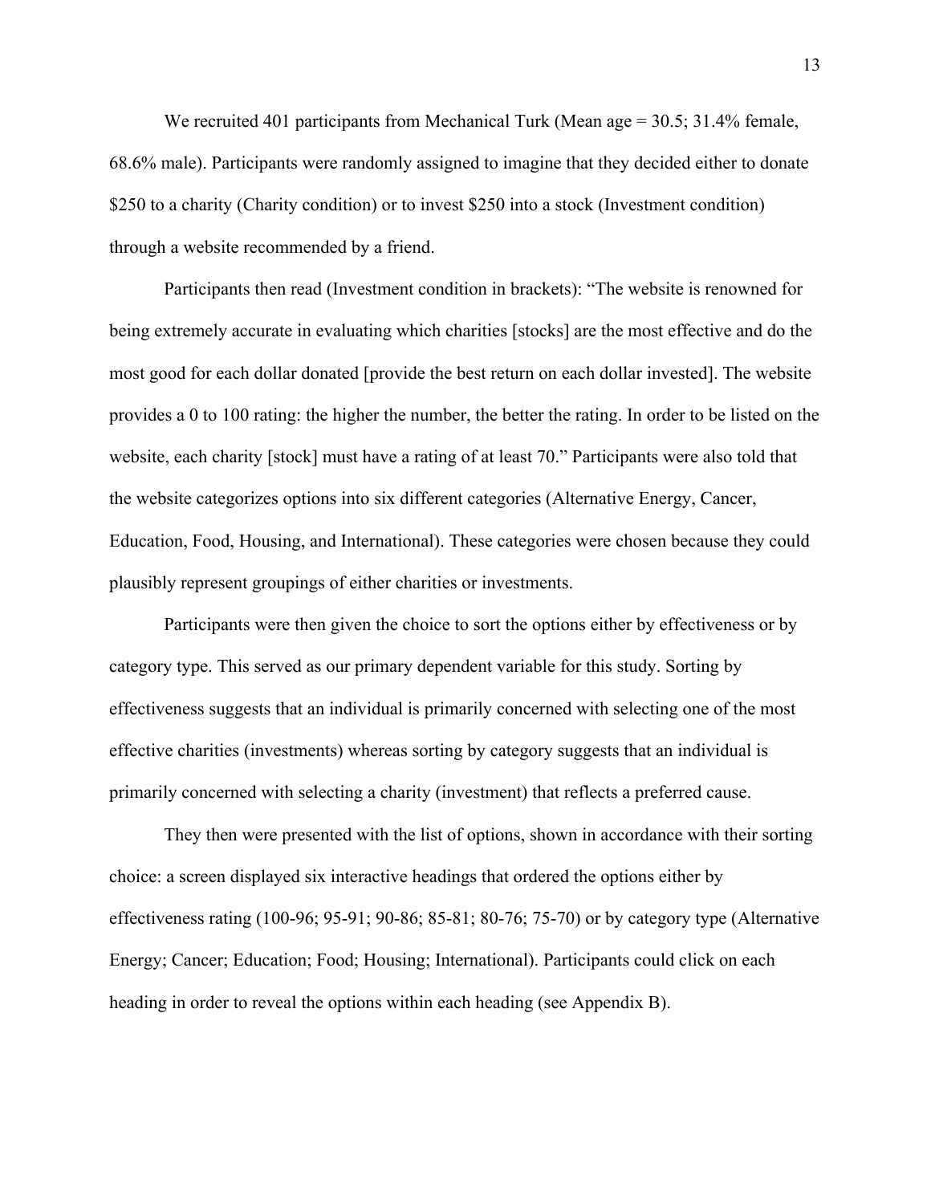We recruited 401 participants from Mechanical Turk (Mean age = 30.5; 31.4% female, 68.6% male). Participants were randomly assigned to imagine that they decided either to donate $250 to a charity (Charity condition) or to invest $250 into a stock (Investment condition) through a website recommended by a friend.

Participants then read (Investment condition in brackets): "The website is renowned for being extremely accurate in evaluating which charities [stocks] are the most effective and do the most good for each dollar donated [provide the best return on each dollar invested]. The website provides a 0 to 100 rating: the higher the number, the better the rating. In order to be listed on the website, each charity [stock] must have a rating of at least 70." Participants were also told that the website categorizes options into six different categories (Alternative Energy, Cancer, Education, Food, Housing, and International). These categories were chosen because they could plausibly represent groupings of either charities or investments.

Participants were then given the choice to sort the options either by effectiveness or by category type. This served as our primary dependent variable for this study. Sorting by effectiveness suggests that an individual is primarily concerned with selecting one of the most effective charities (investments) whereas sorting by category suggests that an individual is primarily concerned with selecting a charity (investment) that reflects a preferred cause.

They then were presented with the list of options, shown in accordance with their sorting choice: a screen displayed six interactive headings that ordered the options either by effectiveness rating (100-96; 95-91; 90-86; 85-81; 80-76; 75-70) or by category type (Alternative Energy; Cancer; Education; Food; Housing; International). Participants could click on each heading in order to reveal the options within each heading (see Appendix B).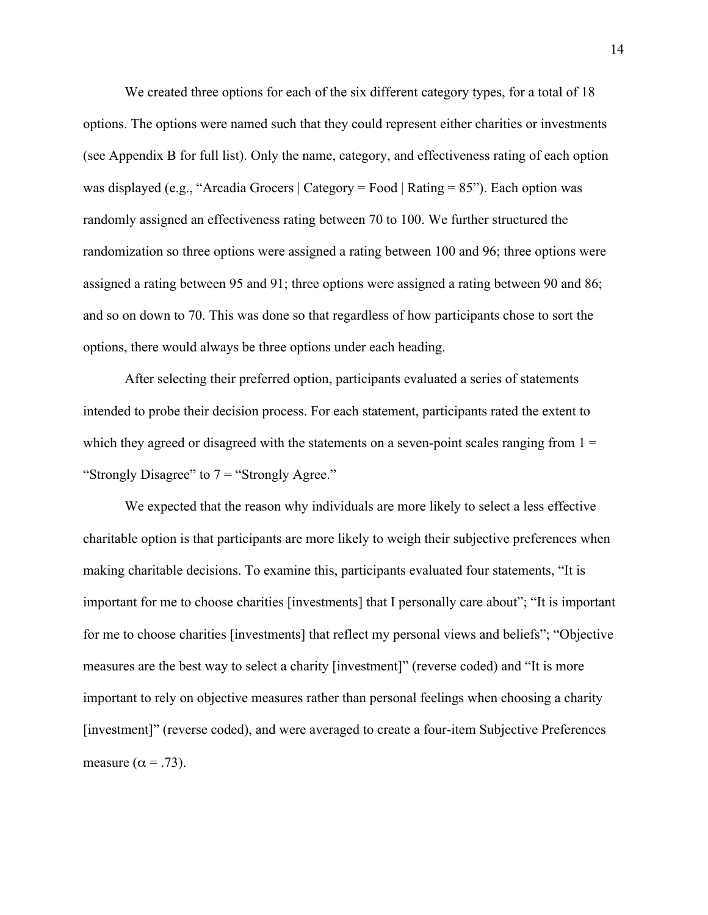We created three options for each of the six different category types, for a total of 18 options. The options were named such that they could represent either charities or investments (see Appendix B for full list). Only the name, category, and effectiveness rating of each option was displayed (e.g., "Arcadia Grocers | Category = Food | Rating = 85"). Each option was randomly assigned an effectiveness rating between 70 to 100. We further structured the randomization so three options were assigned a rating between 100 and 96; three options were assigned a rating between 95 and 91; three options were assigned a rating between 90 and 86; and so on down to 70. This was done so that regardless of how participants chose to sort the options, there would always be three options under each heading.

After selecting their preferred option, participants evaluated a series of statements intended to probe their decision process. For each statement, participants rated the extent to which they agreed or disagreed with the statements on a seven-point scales ranging from 1 = "Strongly Disagree" to 7 = "Strongly Agree."

We expected that the reason why individuals are more likely to select a less effective charitable option is that participants are more likely to weigh their subjective preferences when making charitable decisions. To examine this, participants evaluated four statements, "It is important for me to choose charities [investments] that I personally care about"; "It is important for me to choose charities [investments] that reflect my personal views and beliefs"; "Objective measures are the best way to select a charity [investment]" (reverse coded) and "It is more important to rely on objective measures rather than personal feelings when choosing a charity [investment]" (reverse coded), and were averaged to create a four-item Subjective Preferences measure ($\alpha = .73$).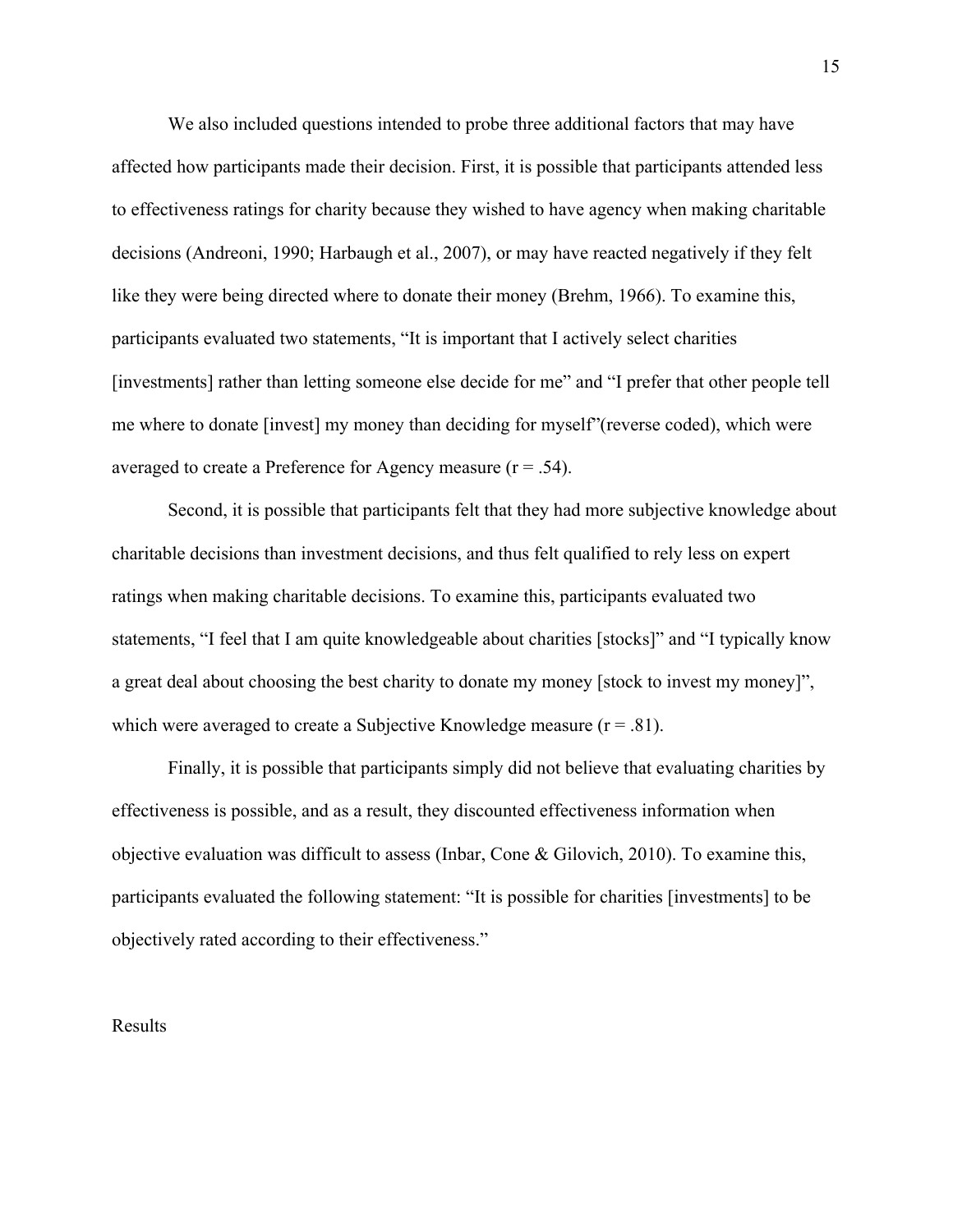We also included questions intended to probe three additional factors that may have affected how participants made their decision. First, it is possible that participants attended less to effectiveness ratings for charity because they wished to have agency when making charitable decisions (Andreoni, 1990; Harbaugh et al., 2007), or may have reacted negatively if they felt like they were being directed where to donate their money (Brehm, 1966). To examine this, participants evaluated two statements, "It is important that I actively select charities [investments] rather than letting someone else decide for me" and "I prefer that other people tell me where to donate [invest] my money than deciding for myself"(reverse coded), which were averaged to create a Preference for Agency measure ($r = .54$).

Second, it is possible that participants felt that they had more subjective knowledge about charitable decisions than investment decisions, and thus felt qualified to rely less on expert ratings when making charitable decisions. To examine this, participants evaluated two statements, "I feel that I am quite knowledgeable about charities [stocks]" and "I typically know a great deal about choosing the best charity to donate my money [stock to invest my money]", which were averaged to create a Subjective Knowledge measure ($r = .81$).

Finally, it is possible that participants simply did not believe that evaluating charities by effectiveness is possible, and as a result, they discounted effectiveness information when objective evaluation was difficult to assess (Inbar, Cone & Gilovich, 2010). To examine this, participants evaluated the following statement: "It is possible for charities [investments] to be objectively rated according to their effectiveness."

## Results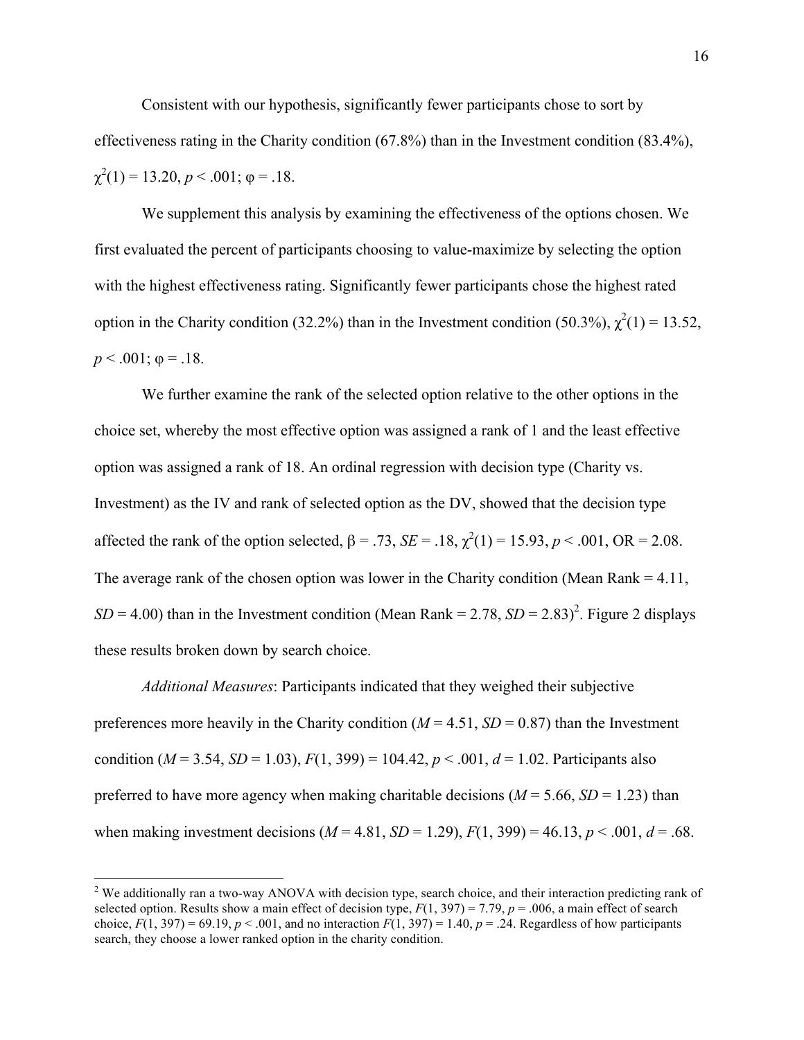Consistent with our hypothesis, significantly fewer participants chose to sort by effectiveness rating in the Charity condition (67.8%) than in the Investment condition (83.4%), $\chi^2(1) = 13.20$, $p < .001$; $\varphi = .18$.

We supplement this analysis by examining the effectiveness of the options chosen. We first evaluated the percent of participants choosing to value-maximize by selecting the option with the highest effectiveness rating. Significantly fewer participants chose the highest rated option in the Charity condition (32.2%) than in the Investment condition (50.3%), $\chi^2(1) = 13.52$, $p < .001$; $\varphi = .18$.

We further examine the rank of the selected option relative to the other options in the choice set, whereby the most effective option was assigned a rank of 1 and the least effective option was assigned a rank of 18. An ordinal regression with decision type (Charity vs. Investment) as the IV and rank of selected option as the DV, showed that the decision type affected the rank of the option selected, $\beta = .73$, $SE = .18$, $\chi^2(1) = 15.93$, $p < .001$, OR = 2.08. The average rank of the chosen option was lower in the Charity condition (Mean Rank = 4.11, $SD = 4.00$) than in the Investment condition (Mean Rank = 2.78, $SD = 2.83$)[2]. Figure 2 displays these results broken down by search choice.

*Additional Measures*: Participants indicated that they weighed their subjective preferences more heavily in the Charity condition ($M = 4.51$, $SD = 0.87$) than the Investment condition ($M = 3.54$, $SD = 1.03$), $F(1, 399) = 104.42$, $p < .001$, $d = 1.02$. Participants also preferred to have more agency when making charitable decisions ($M = 5.66$, $SD = 1.23$) than when making investment decisions ($M = 4.81$, $SD = 1.29$), $F(1, 399) = 46.13$, $p < .001$, $d = .68$.

---

[2] We additionally ran a two-way ANOVA with decision type, search choice, and their interaction predicting rank of selected option. Results show a main effect of decision type, $F(1, 397) = 7.79$, $p = .006$, a main effect of search choice, $F(1, 397) = 69.19$, $p < .001$, and no interaction $F(1, 397) = 1.40$, $p = .24$. Regardless of how participants search, they choose a lower ranked option in the charity condition.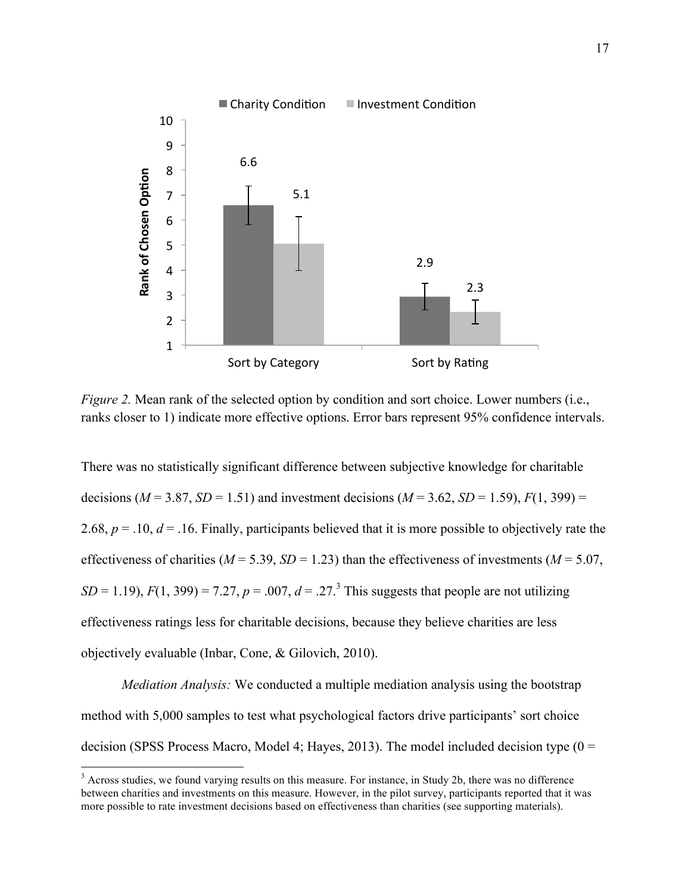*Figure 2.* Mean rank of the selected option by condition and sort choice. Lower numbers (i.e., ranks closer to 1) indicate more effective options. Error bars represent 95% confidence intervals.

There was no statistically significant difference between subjective knowledge for charitable decisions ($M$ = 3.87, $SD$ = 1.51) and investment decisions ($M$ = 3.62, $SD$ = 1.59), $F(1, 399)$ = 2.68, $p$ = .10, $d$ = .16. Finally, participants believed that it is more possible to objectively rate the effectiveness of charities ($M$ = 5.39, $SD$ = 1.23) than the effectiveness of investments ($M$ = 5.07, $SD$ = 1.19), $F(1, 399)$ = 7.27, $p$ = .007, $d$ = .27.[3] This suggests that people are not utilizing effectiveness ratings less for charitable decisions, because they believe charities are less objectively evaluable (Inbar, Cone, & Gilovich, 2010).

*Mediation Analysis:* We conducted a multiple mediation analysis using the bootstrap method with 5,000 samples to test what psychological factors drive participants' sort choice decision (SPSS Process Macro, Model 4; Hayes, 2013). The model included decision type (0 =

[3] Across studies, we found varying results on this measure. For instance, in Study 2b, there was no difference between charities and investments on this measure. However, in the pilot survey, participants reported that it was more possible to rate investment decisions based on effectiveness than charities (see supporting materials).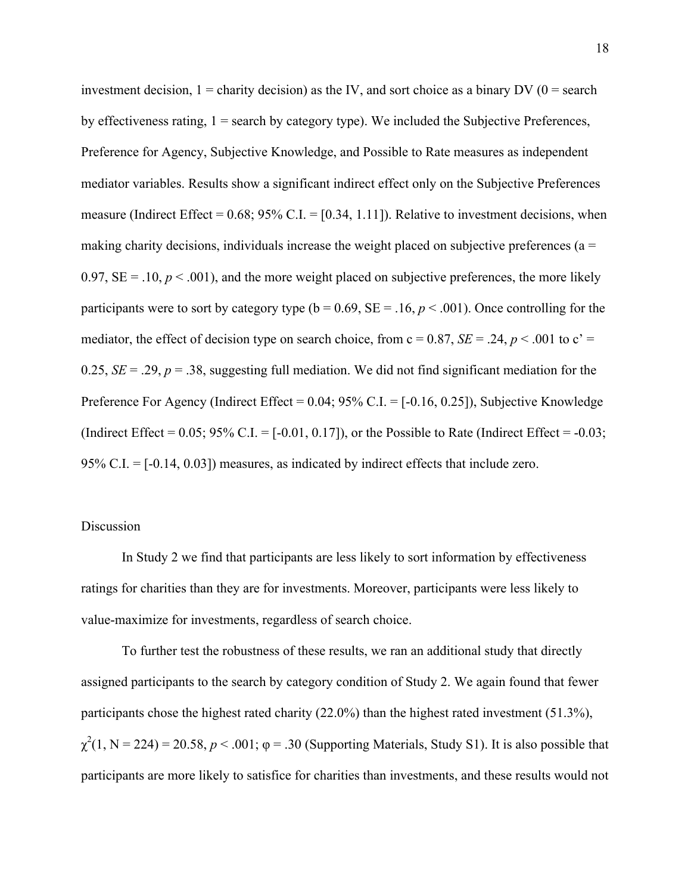investment decision, 1 = charity decision) as the IV, and sort choice as a binary DV (0 = search by effectiveness rating, 1 = search by category type). We included the Subjective Preferences, Preference for Agency, Subjective Knowledge, and Possible to Rate measures as independent mediator variables. Results show a significant indirect effect only on the Subjective Preferences measure (Indirect Effect = 0.68; 95% C.I. = [0.34, 1.11]). Relative to investment decisions, when making charity decisions, individuals increase the weight placed on subjective preferences (a = 0.97, SE = .10, $p < .001$), and the more weight placed on subjective preferences, the more likely participants were to sort by category type (b = 0.69, SE = .16, $p < .001$). Once controlling for the mediator, the effect of decision type on search choice, from c = 0.87, *SE* = .24, $p < .001$ to c' = 0.25, *SE* = .29, $p = .38$, suggesting full mediation. We did not find significant mediation for the Preference For Agency (Indirect Effect = 0.04; 95% C.I. = [-0.16, 0.25]), Subjective Knowledge (Indirect Effect = 0.05; 95% C.I. = [-0.01, 0.17]), or the Possible to Rate (Indirect Effect = -0.03; 95% C.I. = [-0.14, 0.03]) measures, as indicated by indirect effects that include zero.

Discussion

In Study 2 we find that participants are less likely to sort information by effectiveness ratings for charities than they are for investments. Moreover, participants were less likely to value-maximize for investments, regardless of search choice.

To further test the robustness of these results, we ran an additional study that directly assigned participants to the search by category condition of Study 2. We again found that fewer participants chose the highest rated charity (22.0%) than the highest rated investment (51.3%), $\chi^2(1, N = 224) = 20.58$, $p < .001$; $\varphi = .30$ (Supporting Materials, Study S1). It is also possible that participants are more likely to satisfice for charities than investments, and these results would not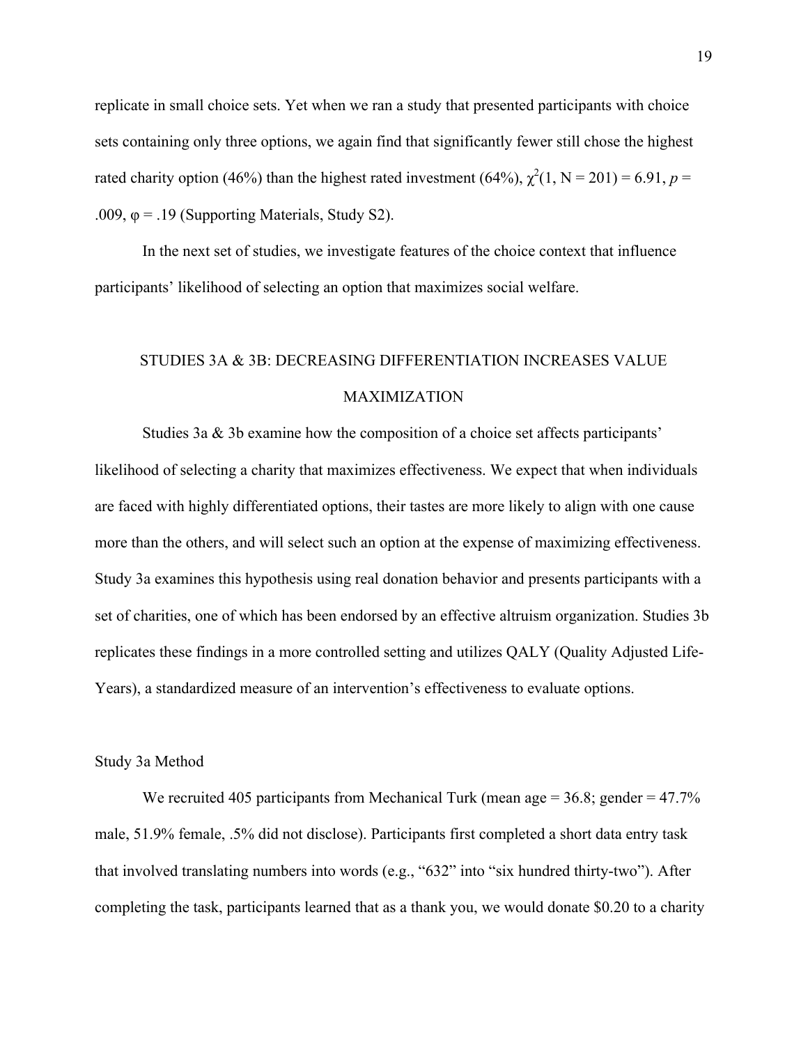replicate in small choice sets. Yet when we ran a study that presented participants with choice sets containing only three options, we again find that significantly fewer still chose the highest rated charity option (46%) than the highest rated investment (64%), $\chi^2(1, N = 201) = 6.91$, $p = .009$, $\varphi = .19$ (Supporting Materials, Study S2).

In the next set of studies, we investigate features of the choice context that influence participants' likelihood of selecting an option that maximizes social welfare.

## STUDIES 3A & 3B: DECREASING DIFFERENTIATION INCREASES VALUE MAXIMIZATION

Studies 3a & 3b examine how the composition of a choice set affects participants' likelihood of selecting a charity that maximizes effectiveness. We expect that when individuals are faced with highly differentiated options, their tastes are more likely to align with one cause more than the others, and will select such an option at the expense of maximizing effectiveness. Study 3a examines this hypothesis using real donation behavior and presents participants with a set of charities, one of which has been endorsed by an effective altruism organization. Studies 3b replicates these findings in a more controlled setting and utilizes QALY (Quality Adjusted Life-Years), a standardized measure of an intervention's effectiveness to evaluate options.

### Study 3a Method

We recruited 405 participants from Mechanical Turk (mean age = 36.8; gender = 47.7% male, 51.9% female, .5% did not disclose). Participants first completed a short data entry task that involved translating numbers into words (e.g., "632" into "six hundred thirty-two"). After completing the task, participants learned that as a thank you, we would donate $0.20 to a charity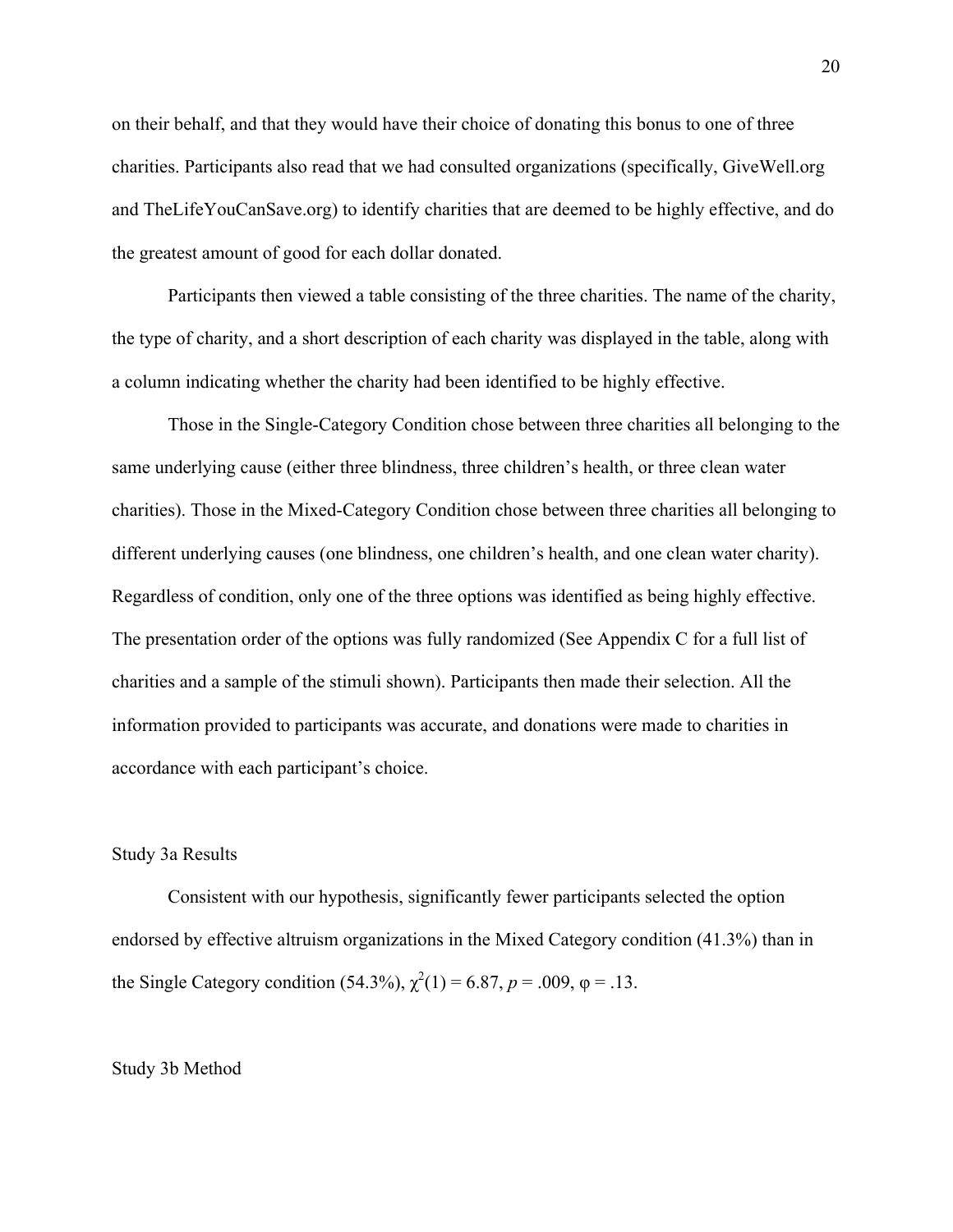on their behalf, and that they would have their choice of donating this bonus to one of three charities. Participants also read that we had consulted organizations (specifically, GiveWell.org and TheLifeYouCanSave.org) to identify charities that are deemed to be highly effective, and do the greatest amount of good for each dollar donated.

Participants then viewed a table consisting of the three charities. The name of the charity, the type of charity, and a short description of each charity was displayed in the table, along with a column indicating whether the charity had been identified to be highly effective.

Those in the Single-Category Condition chose between three charities all belonging to the same underlying cause (either three blindness, three children's health, or three clean water charities). Those in the Mixed-Category Condition chose between three charities all belonging to different underlying causes (one blindness, one children's health, and one clean water charity). Regardless of condition, only one of the three options was identified as being highly effective. The presentation order of the options was fully randomized (See Appendix C for a full list of charities and a sample of the stimuli shown). Participants then made their selection. All the information provided to participants was accurate, and donations were made to charities in accordance with each participant's choice.

## Study 3a Results

Consistent with our hypothesis, significantly fewer participants selected the option endorsed by effective altruism organizations in the Mixed Category condition (41.3%) than in the Single Category condition (54.3%), $\chi^2(1) = 6.87$, $p = .009$, $\varphi = .13$.

## Study 3b Method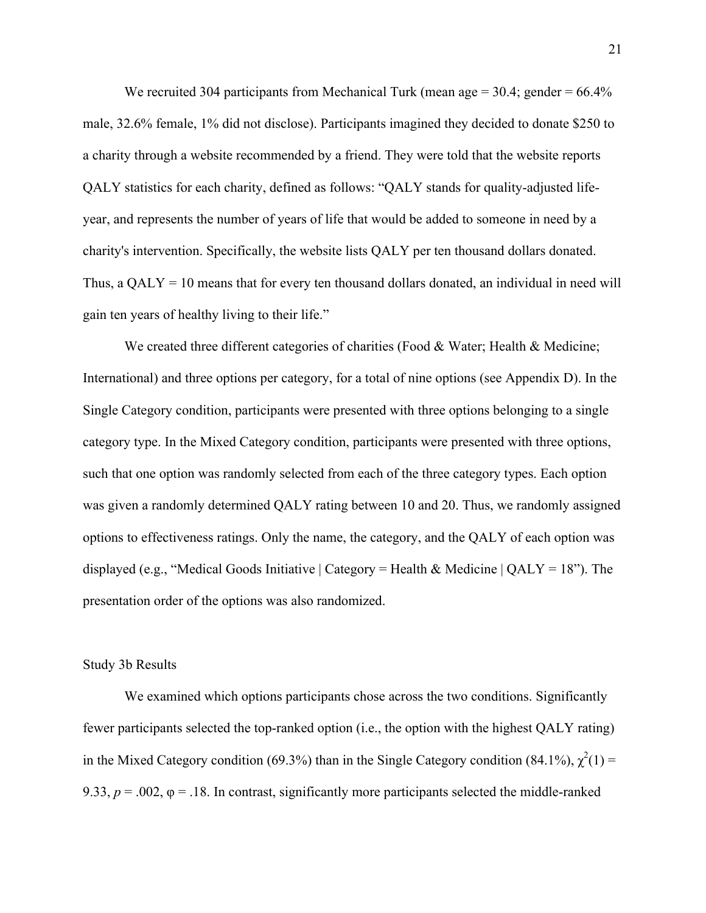We recruited 304 participants from Mechanical Turk (mean age = 30.4; gender = 66.4% male, 32.6% female, 1% did not disclose). Participants imagined they decided to donate $250 to a charity through a website recommended by a friend. They were told that the website reports QALY statistics for each charity, defined as follows: "QALY stands for quality-adjusted life-year, and represents the number of years of life that would be added to someone in need by a charity's intervention. Specifically, the website lists QALY per ten thousand dollars donated. Thus, a QALY = 10 means that for every ten thousand dollars donated, an individual in need will gain ten years of healthy living to their life."

We created three different categories of charities (Food & Water; Health & Medicine; International) and three options per category, for a total of nine options (see Appendix D). In the Single Category condition, participants were presented with three options belonging to a single category type. In the Mixed Category condition, participants were presented with three options, such that one option was randomly selected from each of the three category types. Each option was given a randomly determined QALY rating between 10 and 20. Thus, we randomly assigned options to effectiveness ratings. Only the name, the category, and the QALY of each option was displayed (e.g., "Medical Goods Initiative | Category = Health & Medicine | QALY = 18"). The presentation order of the options was also randomized.

Study 3b Results

We examined which options participants chose across the two conditions. Significantly fewer participants selected the top-ranked option (i.e., the option with the highest QALY rating) in the Mixed Category condition (69.3%) than in the Single Category condition (84.1%), $\chi^2(1) = 9.33$, $p = .002$, $\varphi = .18$. In contrast, significantly more participants selected the middle-ranked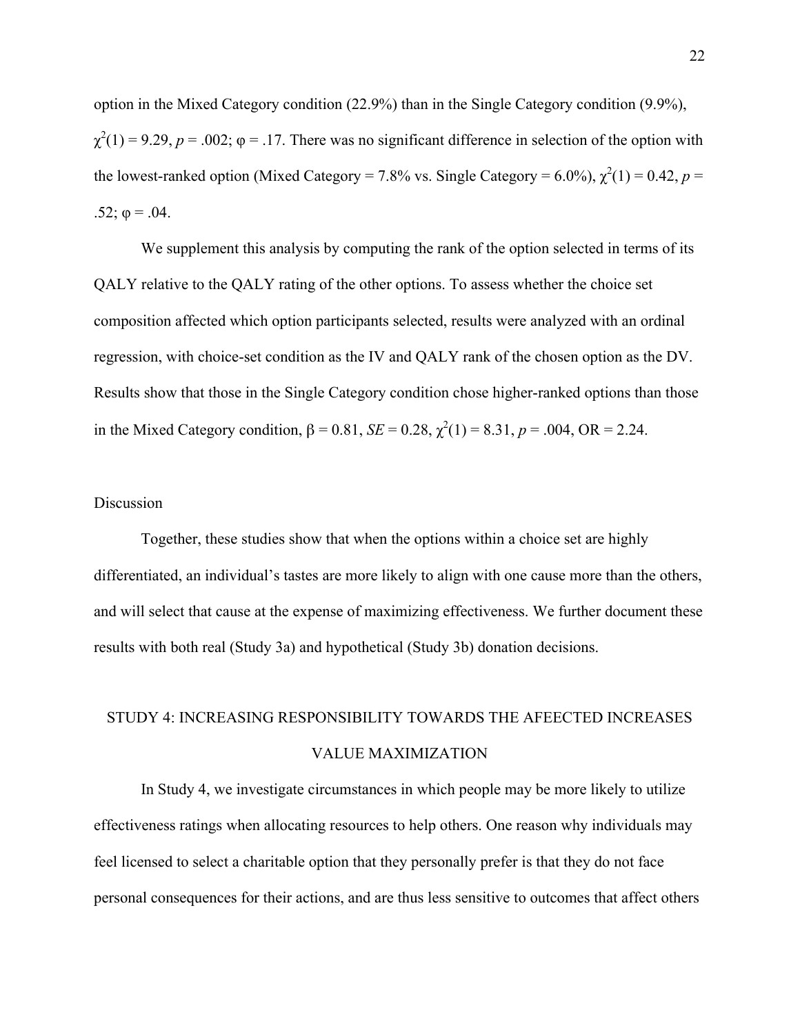option in the Mixed Category condition (22.9%) than in the Single Category condition (9.9%), $\chi^2(1) = 9.29$, $p = .002$; $\varphi = .17$. There was no significant difference in selection of the option with the lowest-ranked option (Mixed Category = 7.8% vs. Single Category = 6.0%), $\chi^2(1) = 0.42$, $p = .52$; $\varphi = .04$.

We supplement this analysis by computing the rank of the option selected in terms of its QALY relative to the QALY rating of the other options. To assess whether the choice set composition affected which option participants selected, results were analyzed with an ordinal regression, with choice-set condition as the IV and QALY rank of the chosen option as the DV. Results show that those in the Single Category condition chose higher-ranked options than those in the Mixed Category condition, $\beta = 0.81$, $SE = 0.28$, $\chi^2(1) = 8.31$, $p = .004$, OR = 2.24.

## Discussion

Together, these studies show that when the options within a choice set are highly differentiated, an individual's tastes are more likely to align with one cause more than the others, and will select that cause at the expense of maximizing effectiveness. We further document these results with both real (Study 3a) and hypothetical (Study 3b) donation decisions.

## STUDY 4: INCREASING RESPONSIBILITY TOWARDS THE AFEECTED INCREASES VALUE MAXIMIZATION

In Study 4, we investigate circumstances in which people may be more likely to utilize effectiveness ratings when allocating resources to help others. One reason why individuals may feel licensed to select a charitable option that they personally prefer is that they do not face personal consequences for their actions, and are thus less sensitive to outcomes that affect others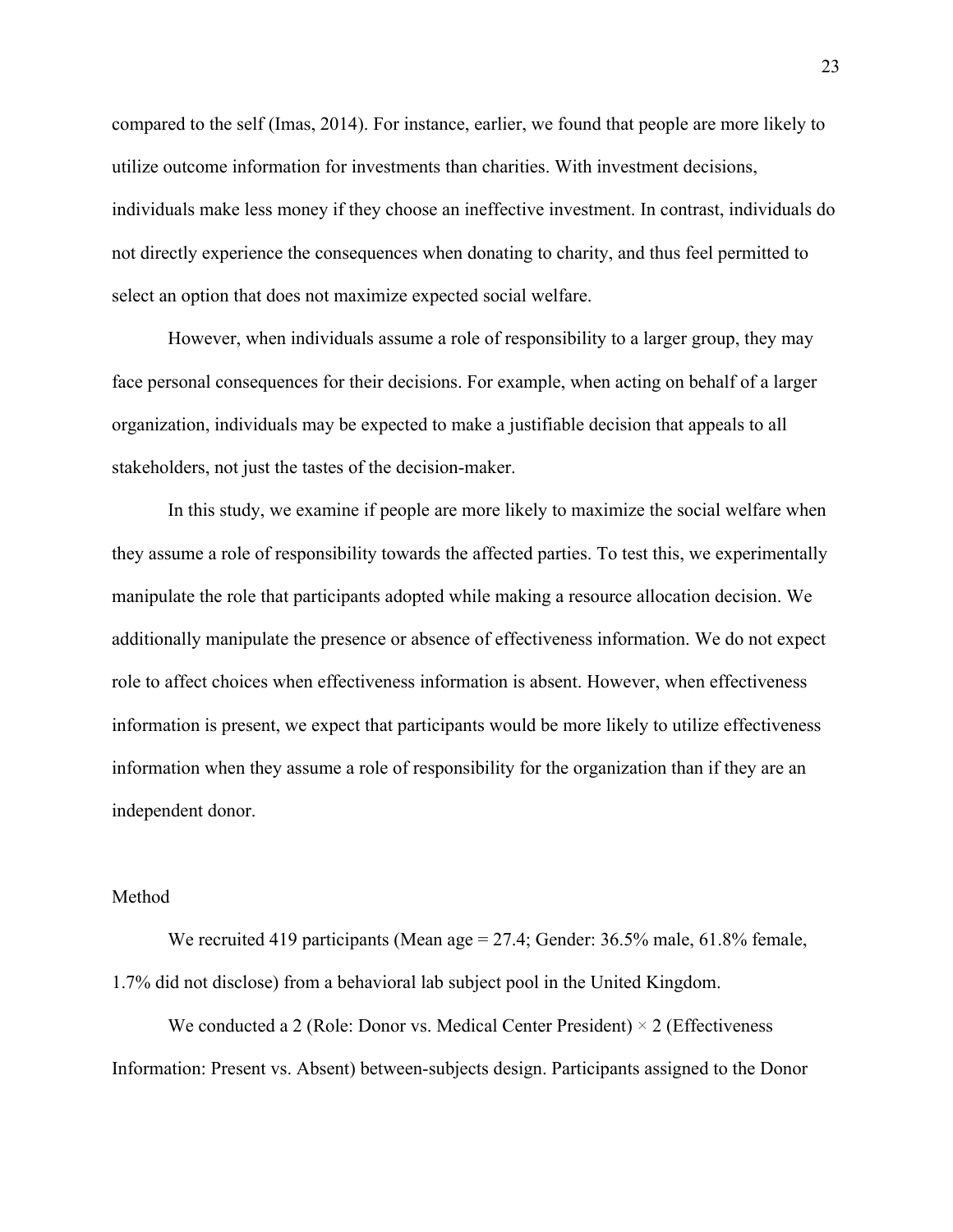compared to the self (Imas, 2014). For instance, earlier, we found that people are more likely to utilize outcome information for investments than charities. With investment decisions, individuals make less money if they choose an ineffective investment. In contrast, individuals do not directly experience the consequences when donating to charity, and thus feel permitted to select an option that does not maximize expected social welfare.

However, when individuals assume a role of responsibility to a larger group, they may face personal consequences for their decisions. For example, when acting on behalf of a larger organization, individuals may be expected to make a justifiable decision that appeals to all stakeholders, not just the tastes of the decision-maker.

In this study, we examine if people are more likely to maximize the social welfare when they assume a role of responsibility towards the affected parties. To test this, we experimentally manipulate the role that participants adopted while making a resource allocation decision. We additionally manipulate the presence or absence of effectiveness information. We do not expect role to affect choices when effectiveness information is absent. However, when effectiveness information is present, we expect that participants would be more likely to utilize effectiveness information when they assume a role of responsibility for the organization than if they are an independent donor.

## Method

We recruited 419 participants (Mean age = 27.4; Gender: 36.5% male, 61.8% female, 1.7% did not disclose) from a behavioral lab subject pool in the United Kingdom.

We conducted a 2 (Role: Donor vs. Medical Center President) × 2 (Effectiveness Information: Present vs. Absent) between-subjects design. Participants assigned to the Donor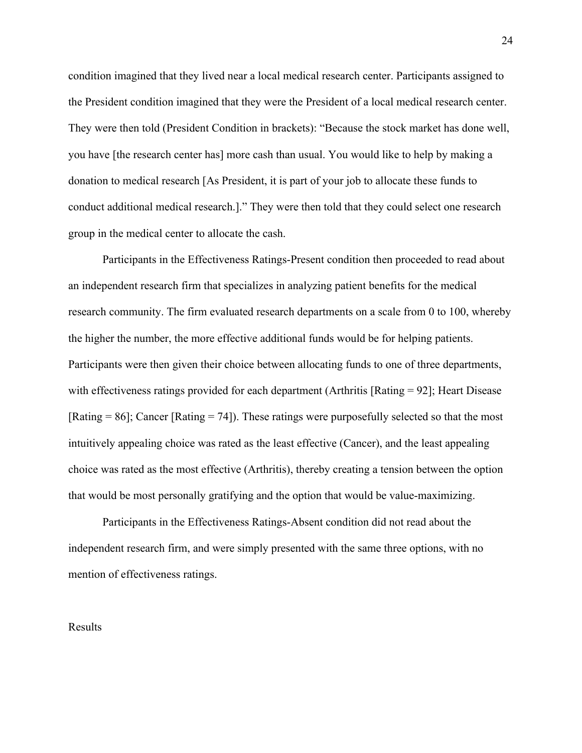condition imagined that they lived near a local medical research center. Participants assigned to the President condition imagined that they were the President of a local medical research center. They were then told (President Condition in brackets): "Because the stock market has done well, you have [the research center has] more cash than usual. You would like to help by making a donation to medical research [As President, it is part of your job to allocate these funds to conduct additional medical research.]." They were then told that they could select one research group in the medical center to allocate the cash.

Participants in the Effectiveness Ratings-Present condition then proceeded to read about an independent research firm that specializes in analyzing patient benefits for the medical research community. The firm evaluated research departments on a scale from 0 to 100, whereby the higher the number, the more effective additional funds would be for helping patients. Participants were then given their choice between allocating funds to one of three departments, with effectiveness ratings provided for each department (Arthritis [Rating = 92]; Heart Disease [Rating = 86]; Cancer [Rating = 74]). These ratings were purposefully selected so that the most intuitively appealing choice was rated as the least effective (Cancer), and the least appealing choice was rated as the most effective (Arthritis), thereby creating a tension between the option that would be most personally gratifying and the option that would be value-maximizing.

Participants in the Effectiveness Ratings-Absent condition did not read about the independent research firm, and were simply presented with the same three options, with no mention of effectiveness ratings.

Results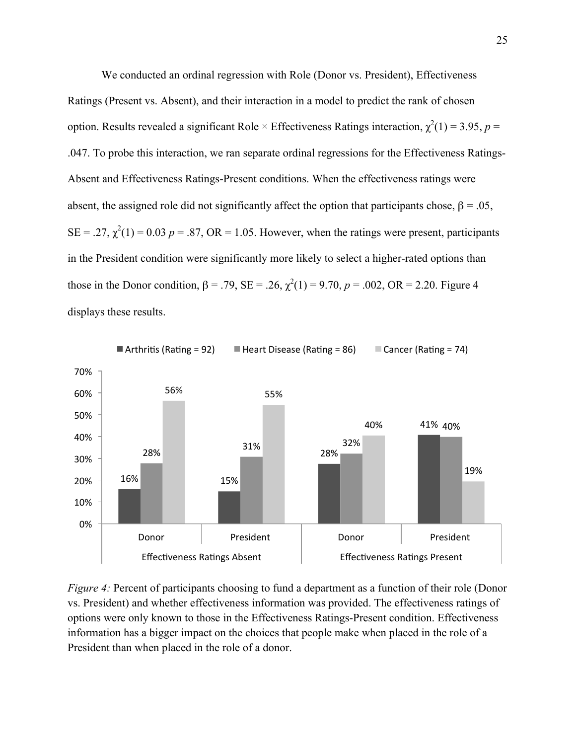We conducted an ordinal regression with Role (Donor vs. President), Effectiveness Ratings (Present vs. Absent), and their interaction in a model to predict the rank of chosen option. Results revealed a significant Role × Effectiveness Ratings interaction, $\chi^2(1) = 3.95$, $p = .047$. To probe this interaction, we ran separate ordinal regressions for the Effectiveness Ratings-Absent and Effectiveness Ratings-Present conditions. When the effectiveness ratings were absent, the assigned role did not significantly affect the option that participants chose, $\beta = .05$, $SE = .27$, $\chi^2(1) = 0.03$ $p = .87$, $OR = 1.05$. However, when the ratings were present, participants in the President condition were significantly more likely to select a higher-rated options than those in the Donor condition, $\beta = .79$, $SE = .26$, $\chi^2(1) = 9.70$, $p = .002$, $OR = 2.20$. Figure 4 displays these results.

| | Effectiveness Ratings Absent | | Effectiveness Ratings Present | |
|---|---|---|---|---|
| | Donor | President | Donor | President |
| Arthritis (Rating = 92) | 16% | 15% | 28% | 41% |
| Heart Disease (Rating = 86) | 28% | 31% | 32% | 40% |
| Cancer (Rating = 74) | 56% | 55% | 40% | 19% |

*Figure 4:* Percent of participants choosing to fund a department as a function of their role (Donor vs. President) and whether effectiveness information was provided. The effectiveness ratings of options were only known to those in the Effectiveness Ratings-Present condition. Effectiveness information has a bigger impact on the choices that people make when placed in the role of a President than when placed in the role of a donor.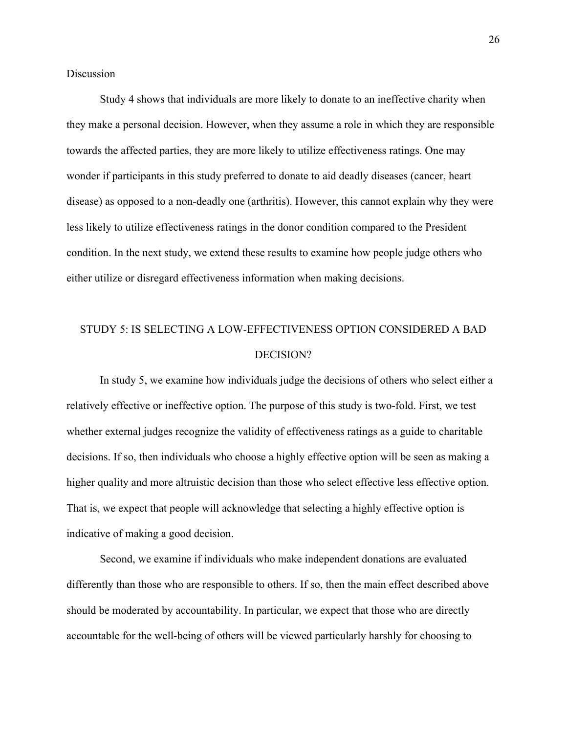Discussion

Study 4 shows that individuals are more likely to donate to an ineffective charity when they make a personal decision. However, when they assume a role in which they are responsible towards the affected parties, they are more likely to utilize effectiveness ratings. One may wonder if participants in this study preferred to donate to aid deadly diseases (cancer, heart disease) as opposed to a non-deadly one (arthritis). However, this cannot explain why they were less likely to utilize effectiveness ratings in the donor condition compared to the President condition. In the next study, we extend these results to examine how people judge others who either utilize or disregard effectiveness information when making decisions.

## STUDY 5: IS SELECTING A LOW-EFFECTIVENESS OPTION CONSIDERED A BAD DECISION?

In study 5, we examine how individuals judge the decisions of others who select either a relatively effective or ineffective option. The purpose of this study is two-fold. First, we test whether external judges recognize the validity of effectiveness ratings as a guide to charitable decisions. If so, then individuals who choose a highly effective option will be seen as making a higher quality and more altruistic decision than those who select effective less effective option. That is, we expect that people will acknowledge that selecting a highly effective option is indicative of making a good decision.

Second, we examine if individuals who make independent donations are evaluated differently than those who are responsible to others. If so, then the main effect described above should be moderated by accountability. In particular, we expect that those who are directly accountable for the well-being of others will be viewed particularly harshly for choosing to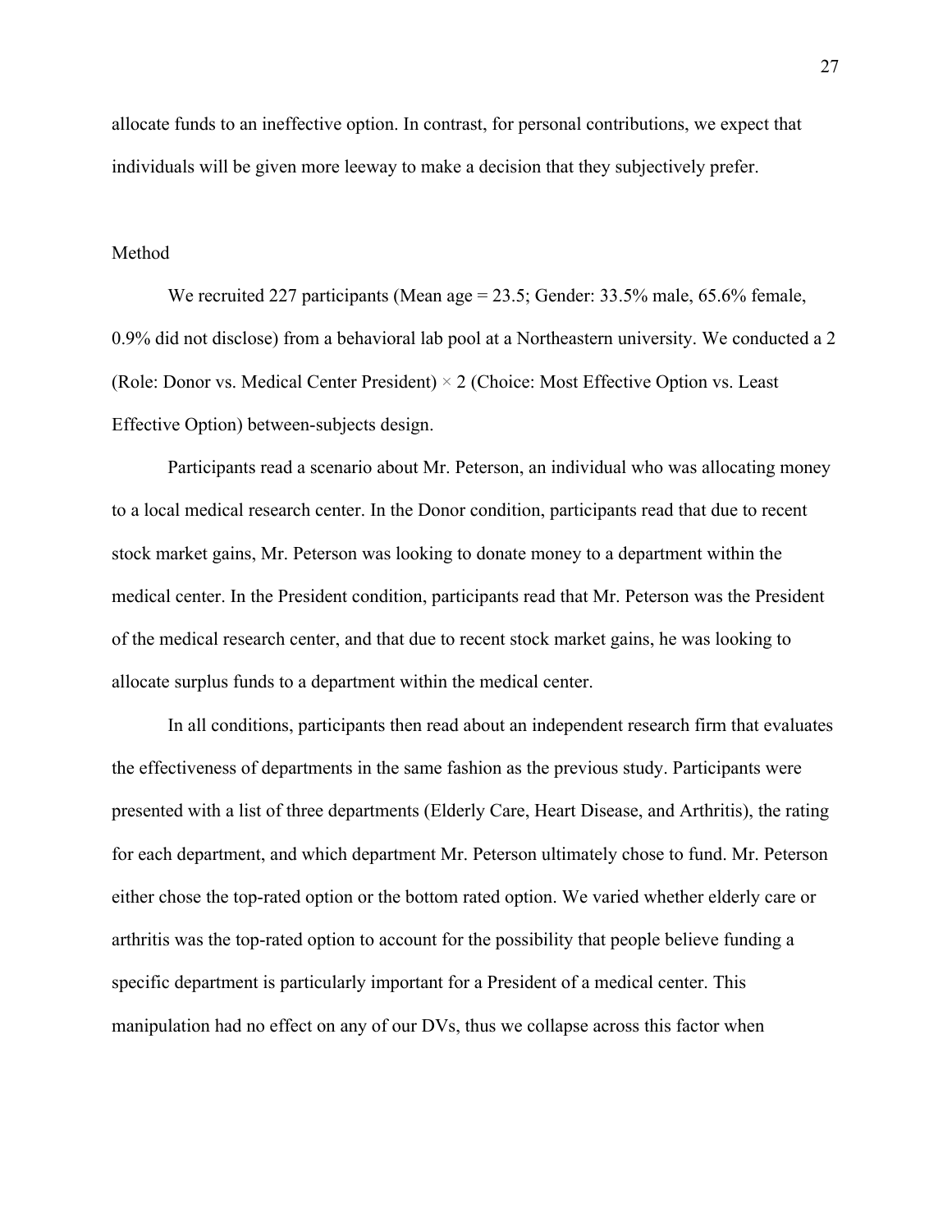allocate funds to an ineffective option. In contrast, for personal contributions, we expect that individuals will be given more leeway to make a decision that they subjectively prefer.

## Method

We recruited 227 participants (Mean age = 23.5; Gender: 33.5% male, 65.6% female, 0.9% did not disclose) from a behavioral lab pool at a Northeastern university. We conducted a 2 (Role: Donor vs. Medical Center President) × 2 (Choice: Most Effective Option vs. Least Effective Option) between-subjects design.

Participants read a scenario about Mr. Peterson, an individual who was allocating money to a local medical research center. In the Donor condition, participants read that due to recent stock market gains, Mr. Peterson was looking to donate money to a department within the medical center. In the President condition, participants read that Mr. Peterson was the President of the medical research center, and that due to recent stock market gains, he was looking to allocate surplus funds to a department within the medical center.

In all conditions, participants then read about an independent research firm that evaluates the effectiveness of departments in the same fashion as the previous study. Participants were presented with a list of three departments (Elderly Care, Heart Disease, and Arthritis), the rating for each department, and which department Mr. Peterson ultimately chose to fund. Mr. Peterson either chose the top-rated option or the bottom rated option. We varied whether elderly care or arthritis was the top-rated option to account for the possibility that people believe funding a specific department is particularly important for a President of a medical center. This manipulation had no effect on any of our DVs, thus we collapse across this factor when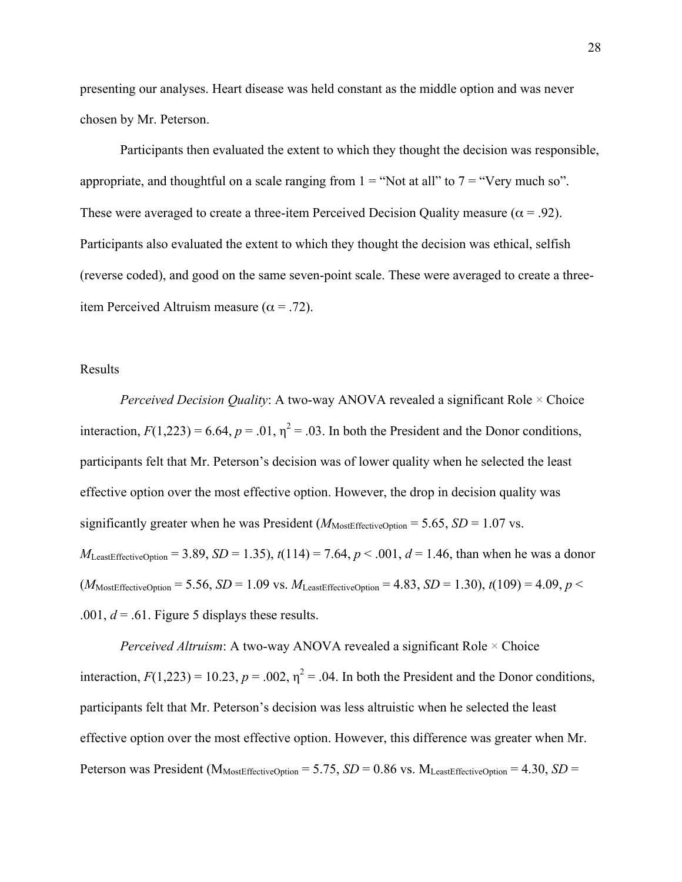presenting our analyses. Heart disease was held constant as the middle option and was never chosen by Mr. Peterson.

Participants then evaluated the extent to which they thought the decision was responsible, appropriate, and thoughtful on a scale ranging from 1 = "Not at all" to 7 = "Very much so". These were averaged to create a three-item Perceived Decision Quality measure ($\alpha = .92$). Participants also evaluated the extent to which they thought the decision was ethical, selfish (reverse coded), and good on the same seven-point scale. These were averaged to create a three-item Perceived Altruism measure ($\alpha = .72$).

Results

*Perceived Decision Quality*: A two-way ANOVA revealed a significant Role × Choice interaction, $F(1,223) = 6.64$, $p = .01$, $\eta^2 = .03$. In both the President and the Donor conditions, participants felt that Mr. Peterson's decision was of lower quality when he selected the least effective option over the most effective option. However, the drop in decision quality was significantly greater when he was President ($M_{MostEffectiveOption} = 5.65$, $SD = 1.07$ vs. $M_{LeastEffectiveOption} = 3.89$, $SD = 1.35$), $t(114) = 7.64$, $p < .001$, $d = 1.46$, than when he was a donor ($M_{MostEffectiveOption} = 5.56$, $SD = 1.09$ vs. $M_{LeastEffectiveOption} = 4.83$, $SD = 1.30$), $t(109) = 4.09$, $p < .001$, $d = .61$. Figure 5 displays these results.

*Perceived Altruism*: A two-way ANOVA revealed a significant Role × Choice interaction, $F(1,223) = 10.23$, $p = .002$, $\eta^2 = .04$. In both the President and the Donor conditions, participants felt that Mr. Peterson's decision was less altruistic when he selected the least effective option over the most effective option. However, this difference was greater when Mr. Peterson was President ($M_{MostEffectiveOption} = 5.75$, $SD = 0.86$ vs. $M_{LeastEffectiveOption} = 4.30$, $SD =$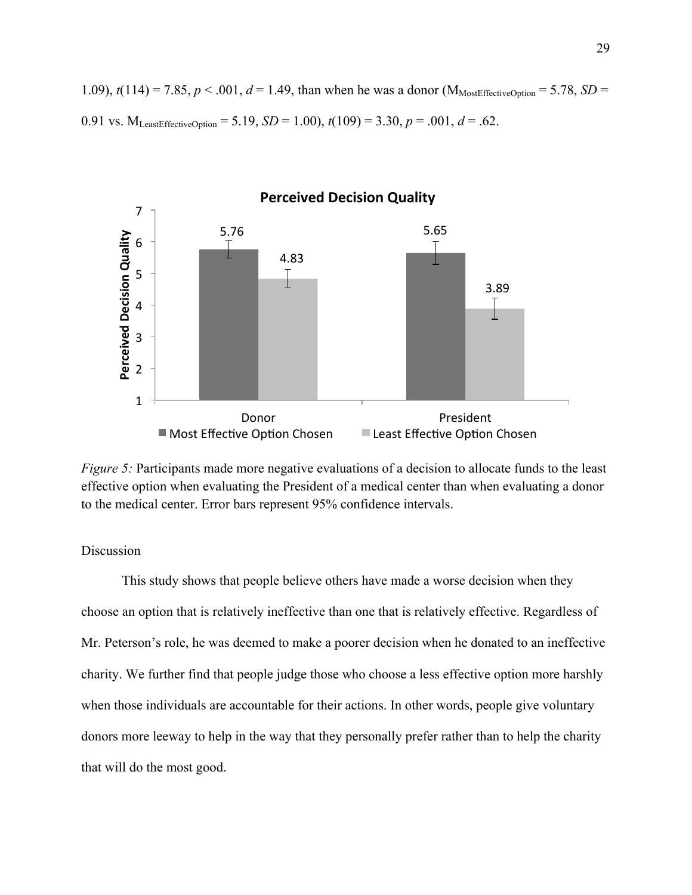1.09), $t(114) = 7.85$, $p < .001$, $d = 1.49$, than when he was a donor ($M_{MostEffectiveOption} = 5.78$, $SD = 0.91$ vs. $M_{LeastEffectiveOption} = 5.19$, $SD = 1.00$), $t(109) = 3.30$, $p = .001$, $d = .62$.

*Figure 5:* Participants made more negative evaluations of a decision to allocate funds to the least effective option when evaluating the President of a medical center than when evaluating a donor to the medical center. Error bars represent 95% confidence intervals.

Discussion

This study shows that people believe others have made a worse decision when they choose an option that is relatively ineffective than one that is relatively effective. Regardless of Mr. Peterson's role, he was deemed to make a poorer decision when he donated to an ineffective charity. We further find that people judge those who choose a less effective option more harshly when those individuals are accountable for their actions. In other words, people give voluntary donors more leeway to help in the way that they personally prefer rather than to help the charity that will do the most good.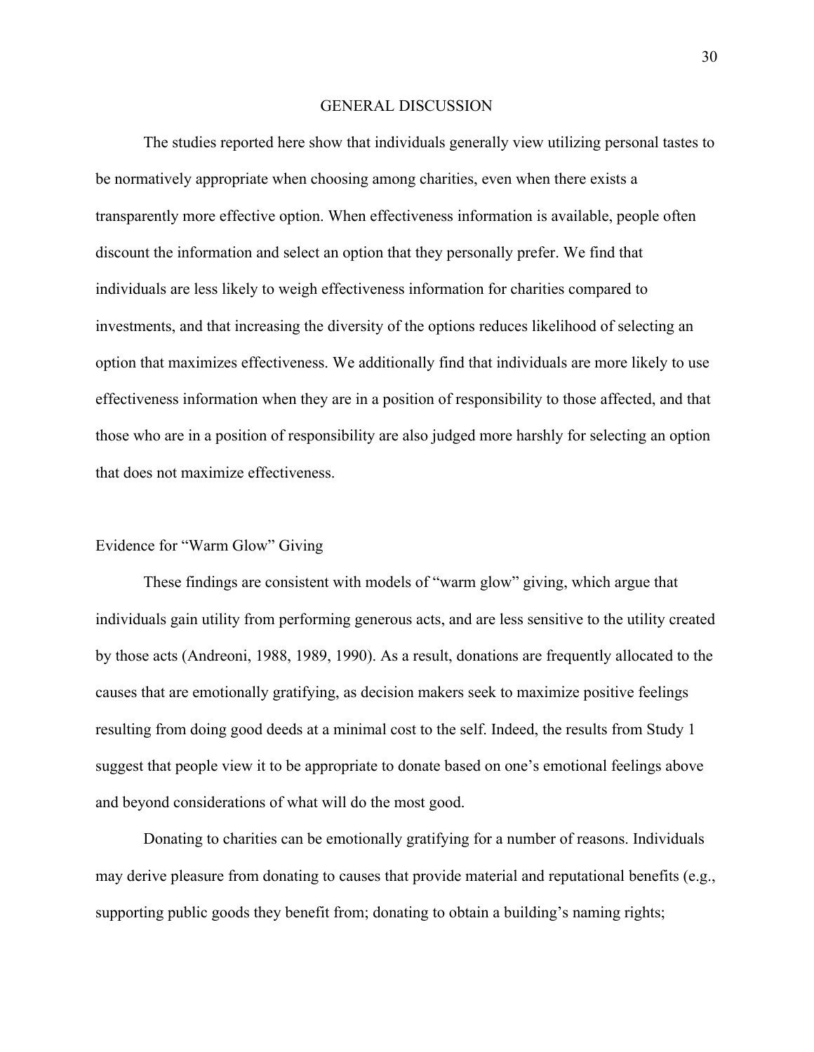## GENERAL DISCUSSION

The studies reported here show that individuals generally view utilizing personal tastes to be normatively appropriate when choosing among charities, even when there exists a transparently more effective option. When effectiveness information is available, people often discount the information and select an option that they personally prefer. We find that individuals are less likely to weigh effectiveness information for charities compared to investments, and that increasing the diversity of the options reduces likelihood of selecting an option that maximizes effectiveness. We additionally find that individuals are more likely to use effectiveness information when they are in a position of responsibility to those affected, and that those who are in a position of responsibility are also judged more harshly for selecting an option that does not maximize effectiveness.

### Evidence for "Warm Glow" Giving

These findings are consistent with models of "warm glow" giving, which argue that individuals gain utility from performing generous acts, and are less sensitive to the utility created by those acts (Andreoni, 1988, 1989, 1990). As a result, donations are frequently allocated to the causes that are emotionally gratifying, as decision makers seek to maximize positive feelings resulting from doing good deeds at a minimal cost to the self. Indeed, the results from Study 1 suggest that people view it to be appropriate to donate based on one's emotional feelings above and beyond considerations of what will do the most good.

Donating to charities can be emotionally gratifying for a number of reasons. Individuals may derive pleasure from donating to causes that provide material and reputational benefits (e.g., supporting public goods they benefit from; donating to obtain a building's naming rights;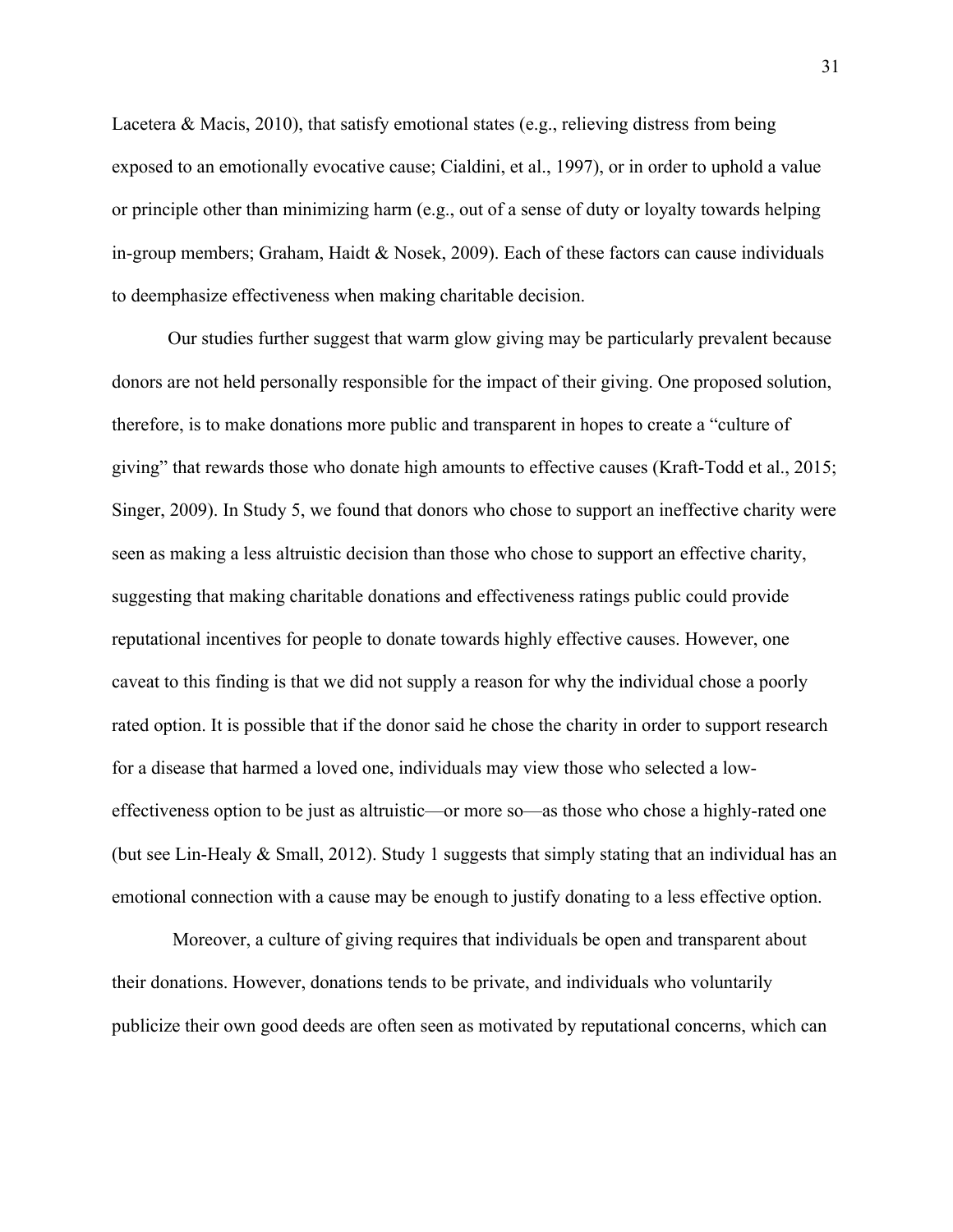Lacetera & Macis, 2010), that satisfy emotional states (e.g., relieving distress from being exposed to an emotionally evocative cause; Cialdini, et al., 1997), or in order to uphold a value or principle other than minimizing harm (e.g., out of a sense of duty or loyalty towards helping in-group members; Graham, Haidt & Nosek, 2009). Each of these factors can cause individuals to deemphasize effectiveness when making charitable decision.

Our studies further suggest that warm glow giving may be particularly prevalent because donors are not held personally responsible for the impact of their giving. One proposed solution, therefore, is to make donations more public and transparent in hopes to create a "culture of giving" that rewards those who donate high amounts to effective causes (Kraft-Todd et al., 2015; Singer, 2009). In Study 5, we found that donors who chose to support an ineffective charity were seen as making a less altruistic decision than those who chose to support an effective charity, suggesting that making charitable donations and effectiveness ratings public could provide reputational incentives for people to donate towards highly effective causes. However, one caveat to this finding is that we did not supply a reason for why the individual chose a poorly rated option. It is possible that if the donor said he chose the charity in order to support research for a disease that harmed a loved one, individuals may view those who selected a low-effectiveness option to be just as altruistic—or more so—as those who chose a highly-rated one (but see Lin-Healy & Small, 2012). Study 1 suggests that simply stating that an individual has an emotional connection with a cause may be enough to justify donating to a less effective option.

Moreover, a culture of giving requires that individuals be open and transparent about their donations. However, donations tends to be private, and individuals who voluntarily publicize their own good deeds are often seen as motivated by reputational concerns, which can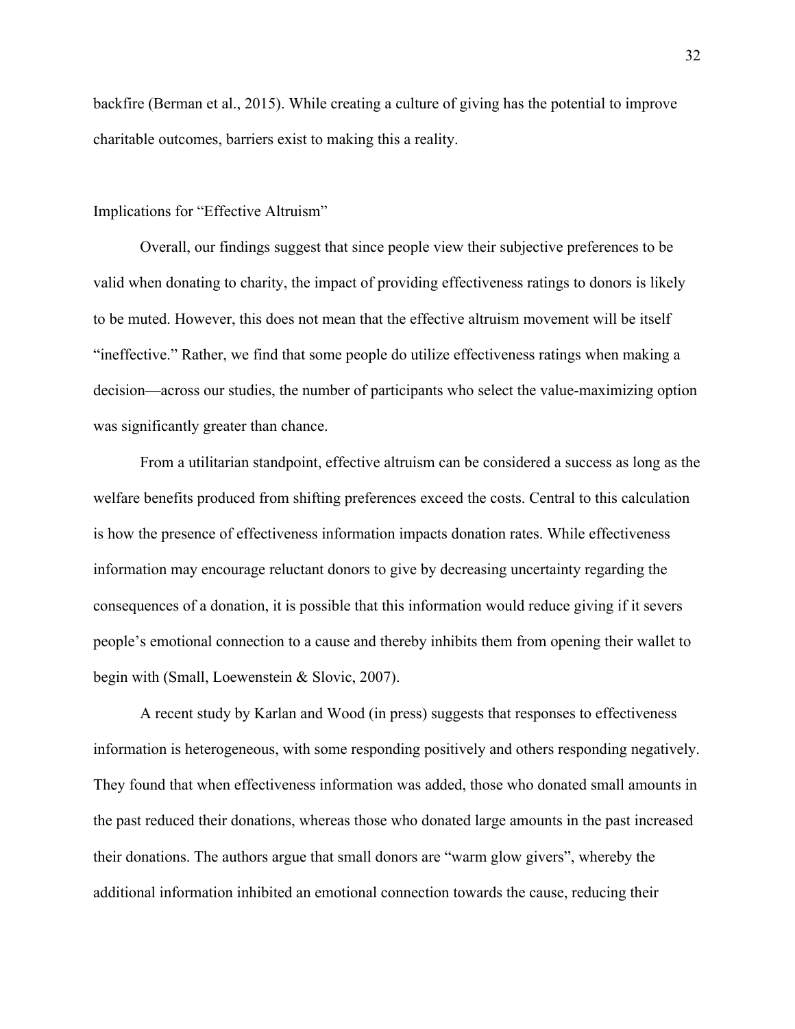backfire (Berman et al., 2015). While creating a culture of giving has the potential to improve charitable outcomes, barriers exist to making this a reality.

## Implications for "Effective Altruism"

Overall, our findings suggest that since people view their subjective preferences to be valid when donating to charity, the impact of providing effectiveness ratings to donors is likely to be muted. However, this does not mean that the effective altruism movement will be itself "ineffective." Rather, we find that some people do utilize effectiveness ratings when making a decision—across our studies, the number of participants who select the value-maximizing option was significantly greater than chance.

From a utilitarian standpoint, effective altruism can be considered a success as long as the welfare benefits produced from shifting preferences exceed the costs. Central to this calculation is how the presence of effectiveness information impacts donation rates. While effectiveness information may encourage reluctant donors to give by decreasing uncertainty regarding the consequences of a donation, it is possible that this information would reduce giving if it severs people's emotional connection to a cause and thereby inhibits them from opening their wallet to begin with (Small, Loewenstein & Slovic, 2007).

A recent study by Karlan and Wood (in press) suggests that responses to effectiveness information is heterogeneous, with some responding positively and others responding negatively. They found that when effectiveness information was added, those who donated small amounts in the past reduced their donations, whereas those who donated large amounts in the past increased their donations. The authors argue that small donors are "warm glow givers", whereby the additional information inhibited an emotional connection towards the cause, reducing their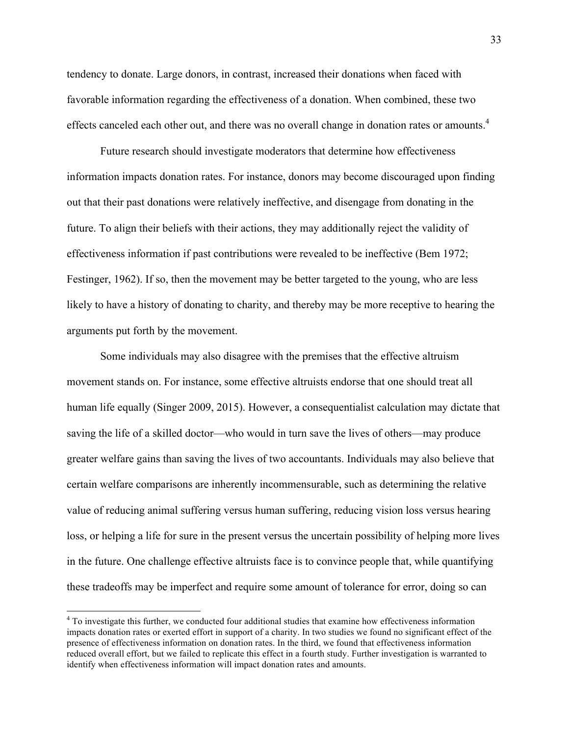tendency to donate. Large donors, in contrast, increased their donations when faced with favorable information regarding the effectiveness of a donation. When combined, these two effects canceled each other out, and there was no overall change in donation rates or amounts.[4]

Future research should investigate moderators that determine how effectiveness information impacts donation rates. For instance, donors may become discouraged upon finding out that their past donations were relatively ineffective, and disengage from donating in the future. To align their beliefs with their actions, they may additionally reject the validity of effectiveness information if past contributions were revealed to be ineffective (Bem 1972; Festinger, 1962). If so, then the movement may be better targeted to the young, who are less likely to have a history of donating to charity, and thereby may be more receptive to hearing the arguments put forth by the movement.

Some individuals may also disagree with the premises that the effective altruism movement stands on. For instance, some effective altruists endorse that one should treat all human life equally (Singer 2009, 2015). However, a consequentialist calculation may dictate that saving the life of a skilled doctor—who would in turn save the lives of others—may produce greater welfare gains than saving the lives of two accountants. Individuals may also believe that certain welfare comparisons are inherently incommensurable, such as determining the relative value of reducing animal suffering versus human suffering, reducing vision loss versus hearing loss, or helping a life for sure in the present versus the uncertain possibility of helping more lives in the future. One challenge effective altruists face is to convince people that, while quantifying these tradeoffs may be imperfect and require some amount of tolerance for error, doing so can

---

[4] To investigate this further, we conducted four additional studies that examine how effectiveness information impacts donation rates or exerted effort in support of a charity. In two studies we found no significant effect of the presence of effectiveness information on donation rates. In the third, we found that effectiveness information reduced overall effort, but we failed to replicate this effect in a fourth study. Further investigation is warranted to identify when effectiveness information will impact donation rates and amounts.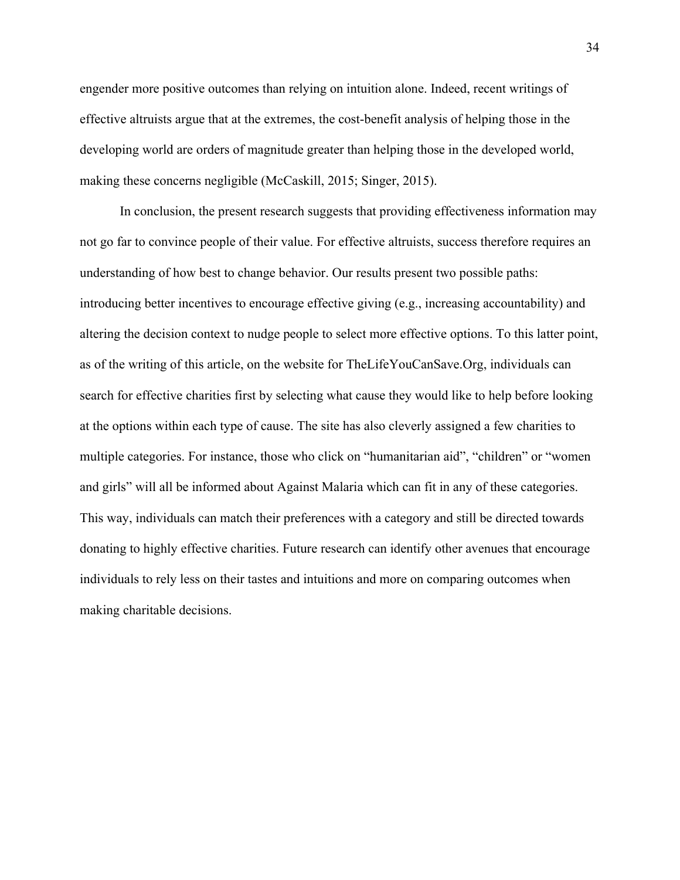engender more positive outcomes than relying on intuition alone. Indeed, recent writings of effective altruists argue that at the extremes, the cost-benefit analysis of helping those in the developing world are orders of magnitude greater than helping those in the developed world, making these concerns negligible (McCaskill, 2015; Singer, 2015).

In conclusion, the present research suggests that providing effectiveness information may not go far to convince people of their value. For effective altruists, success therefore requires an understanding of how best to change behavior. Our results present two possible paths: introducing better incentives to encourage effective giving (e.g., increasing accountability) and altering the decision context to nudge people to select more effective options. To this latter point, as of the writing of this article, on the website for TheLifeYouCanSave.Org, individuals can search for effective charities first by selecting what cause they would like to help before looking at the options within each type of cause. The site has also cleverly assigned a few charities to multiple categories. For instance, those who click on "humanitarian aid", "children" or "women and girls" will all be informed about Against Malaria which can fit in any of these categories. This way, individuals can match their preferences with a category and still be directed towards donating to highly effective charities. Future research can identify other avenues that encourage individuals to rely less on their tastes and intuitions and more on comparing outcomes when making charitable decisions.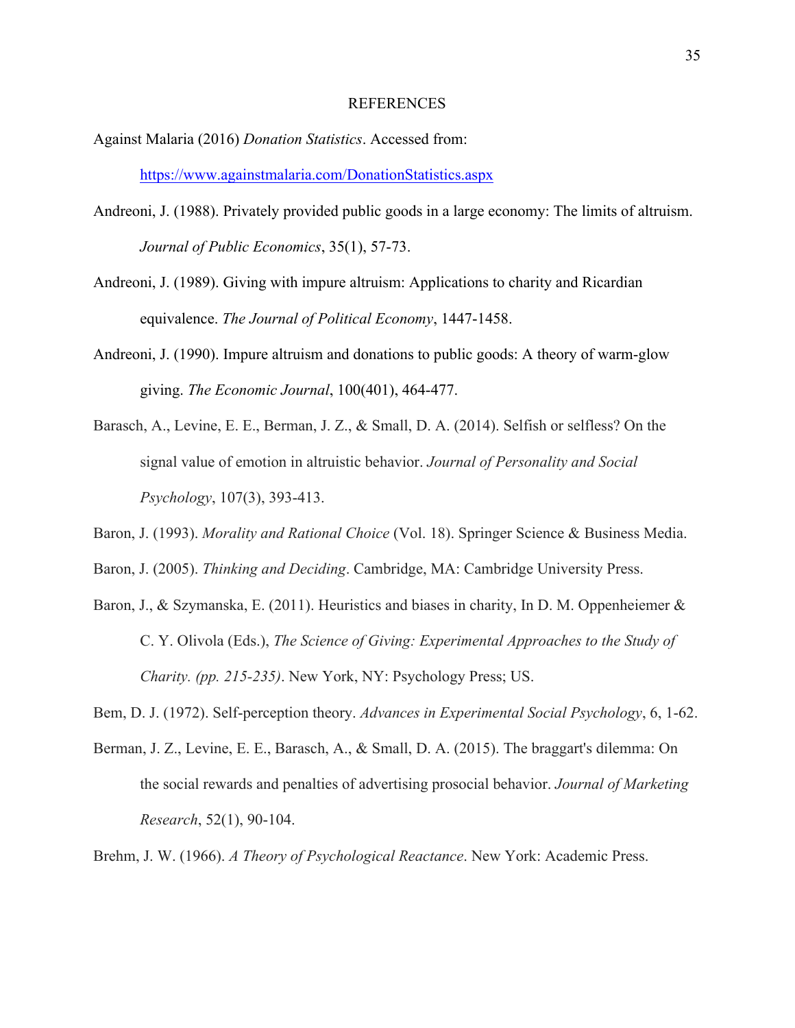# REFERENCES

Against Malaria (2016) *Donation Statistics*. Accessed from: https://www.againstmalaria.com/DonationStatistics.aspx

Andreoni, J. (1988). Privately provided public goods in a large economy: The limits of altruism. *Journal of Public Economics*, 35(1), 57-73.

Andreoni, J. (1989). Giving with impure altruism: Applications to charity and Ricardian equivalence. *The Journal of Political Economy*, 1447-1458.

Andreoni, J. (1990). Impure altruism and donations to public goods: A theory of warm-glow giving. *The Economic Journal*, 100(401), 464-477.

Barasch, A., Levine, E. E., Berman, J. Z., & Small, D. A. (2014). Selfish or selfless? On the signal value of emotion in altruistic behavior. *Journal of Personality and Social Psychology*, 107(3), 393-413.

Baron, J. (1993). *Morality and Rational Choice* (Vol. 18). Springer Science & Business Media.

Baron, J. (2005). *Thinking and Deciding*. Cambridge, MA: Cambridge University Press.

Baron, J., & Szymanska, E. (2011). Heuristics and biases in charity, In D. M. Oppenheiemer & C. Y. Olivola (Eds.), *The Science of Giving: Experimental Approaches to the Study of Charity. (pp. 215-235)*. New York, NY: Psychology Press; US.

Bem, D. J. (1972). Self-perception theory. *Advances in Experimental Social Psychology*, 6, 1-62.

Berman, J. Z., Levine, E. E., Barasch, A., & Small, D. A. (2015). The braggart's dilemma: On the social rewards and penalties of advertising prosocial behavior. *Journal of Marketing Research*, 52(1), 90-104.

Brehm, J. W. (1966). *A Theory of Psychological Reactance*. New York: Academic Press.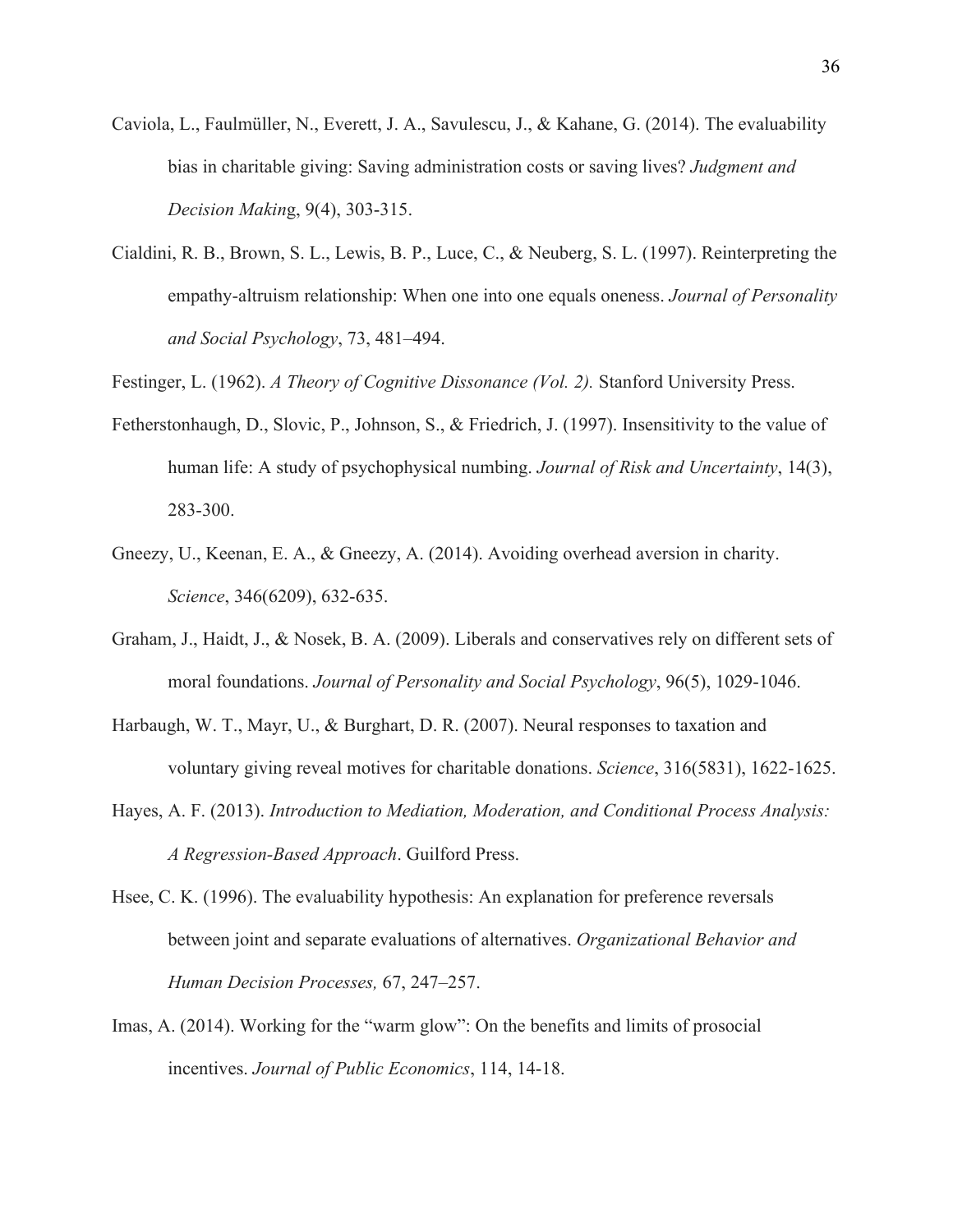Caviola, L., Faulmüller, N., Everett, J. A., Savulescu, J., & Kahane, G. (2014). The evaluability bias in charitable giving: Saving administration costs or saving lives? *Judgment and Decision Makin*g, 9(4), 303-315.

Cialdini, R. B., Brown, S. L., Lewis, B. P., Luce, C., & Neuberg, S. L. (1997). Reinterpreting the empathy-altruism relationship: When one into one equals oneness. *Journal of Personality and Social Psychology*, 73, 481–494.

Festinger, L. (1962). *A Theory of Cognitive Dissonance (Vol. 2).* Stanford University Press.

Fetherstonhaugh, D., Slovic, P., Johnson, S., & Friedrich, J. (1997). Insensitivity to the value of human life: A study of psychophysical numbing. *Journal of Risk and Uncertainty*, 14(3), 283-300.

Gneezy, U., Keenan, E. A., & Gneezy, A. (2014). Avoiding overhead aversion in charity. *Science*, 346(6209), 632-635.

Graham, J., Haidt, J., & Nosek, B. A. (2009). Liberals and conservatives rely on different sets of moral foundations. *Journal of Personality and Social Psychology*, 96(5), 1029-1046.

Harbaugh, W. T., Mayr, U., & Burghart, D. R. (2007). Neural responses to taxation and voluntary giving reveal motives for charitable donations. *Science*, 316(5831), 1622-1625.

Hayes, A. F. (2013). *Introduction to Mediation, Moderation, and Conditional Process Analysis: A Regression-Based Approach*. Guilford Press.

Hsee, C. K. (1996). The evaluability hypothesis: An explanation for preference reversals between joint and separate evaluations of alternatives. *Organizational Behavior and Human Decision Processes,* 67, 247–257.

Imas, A. (2014). Working for the "warm glow": On the benefits and limits of prosocial incentives. *Journal of Public Economics*, 114, 14-18.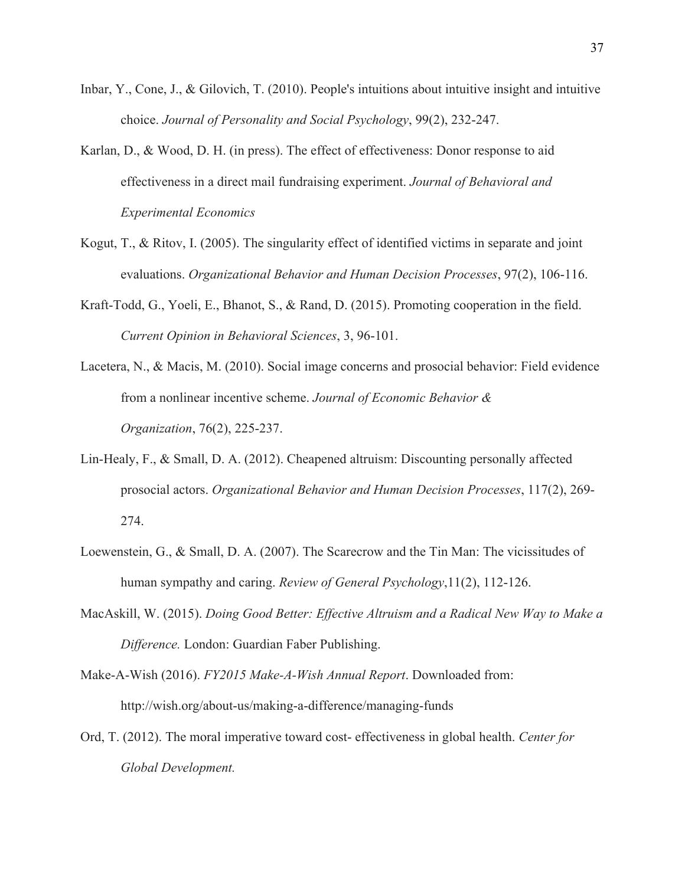Inbar, Y., Cone, J., & Gilovich, T. (2010). People's intuitions about intuitive insight and intuitive choice. *Journal of Personality and Social Psychology*, 99(2), 232-247.

Karlan, D., & Wood, D. H. (in press). The effect of effectiveness: Donor response to aid effectiveness in a direct mail fundraising experiment. *Journal of Behavioral and Experimental Economics*

Kogut, T., & Ritov, I. (2005). The singularity effect of identified victims in separate and joint evaluations. *Organizational Behavior and Human Decision Processes*, 97(2), 106-116.

Kraft-Todd, G., Yoeli, E., Bhanot, S., & Rand, D. (2015). Promoting cooperation in the field. *Current Opinion in Behavioral Sciences*, 3, 96-101.

Lacetera, N., & Macis, M. (2010). Social image concerns and prosocial behavior: Field evidence from a nonlinear incentive scheme. *Journal of Economic Behavior & Organization*, 76(2), 225-237.

Lin-Healy, F., & Small, D. A. (2012). Cheapened altruism: Discounting personally affected prosocial actors. *Organizational Behavior and Human Decision Processes*, 117(2), 269-274.

Loewenstein, G., & Small, D. A. (2007). The Scarecrow and the Tin Man: The vicissitudes of human sympathy and caring. *Review of General Psychology*,11(2), 112-126.

MacAskill, W. (2015). *Doing Good Better: Effective Altruism and a Radical New Way to Make a Difference.* London: Guardian Faber Publishing.

Make-A-Wish (2016). *FY2015 Make-A-Wish Annual Report*. Downloaded from: http://wish.org/about-us/making-a-difference/managing-funds

Ord, T. (2012). The moral imperative toward cost- effectiveness in global health. *Center for Global Development.*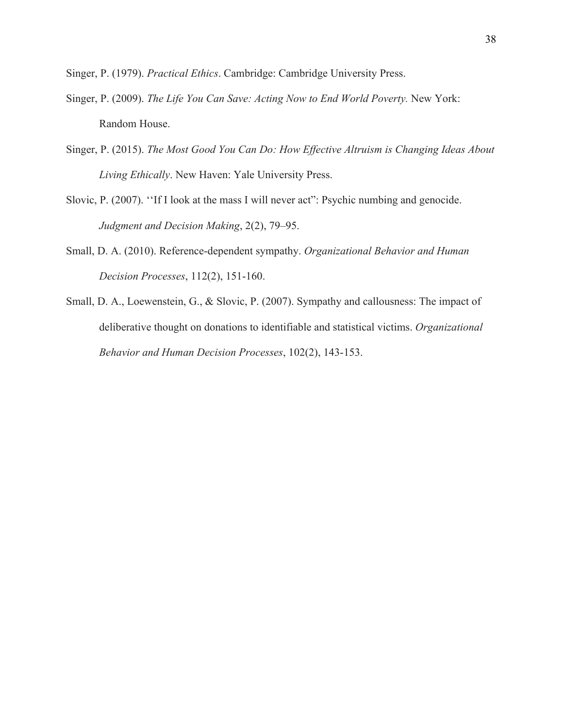Singer, P. (1979). *Practical Ethics*. Cambridge: Cambridge University Press.

Singer, P. (2009). *The Life You Can Save: Acting Now to End World Poverty.* New York: Random House.

Singer, P. (2015). *The Most Good You Can Do: How Effective Altruism is Changing Ideas About Living Ethically*. New Haven: Yale University Press.

Slovic, P. (2007). ''If I look at the mass I will never act": Psychic numbing and genocide. *Judgment and Decision Making*, 2(2), 79–95.

Small, D. A. (2010). Reference-dependent sympathy. *Organizational Behavior and Human Decision Processes*, 112(2), 151-160.

Small, D. A., Loewenstein, G., & Slovic, P. (2007). Sympathy and callousness: The impact of deliberative thought on donations to identifiable and statistical victims. *Organizational Behavior and Human Decision Processes*, 102(2), 143-153.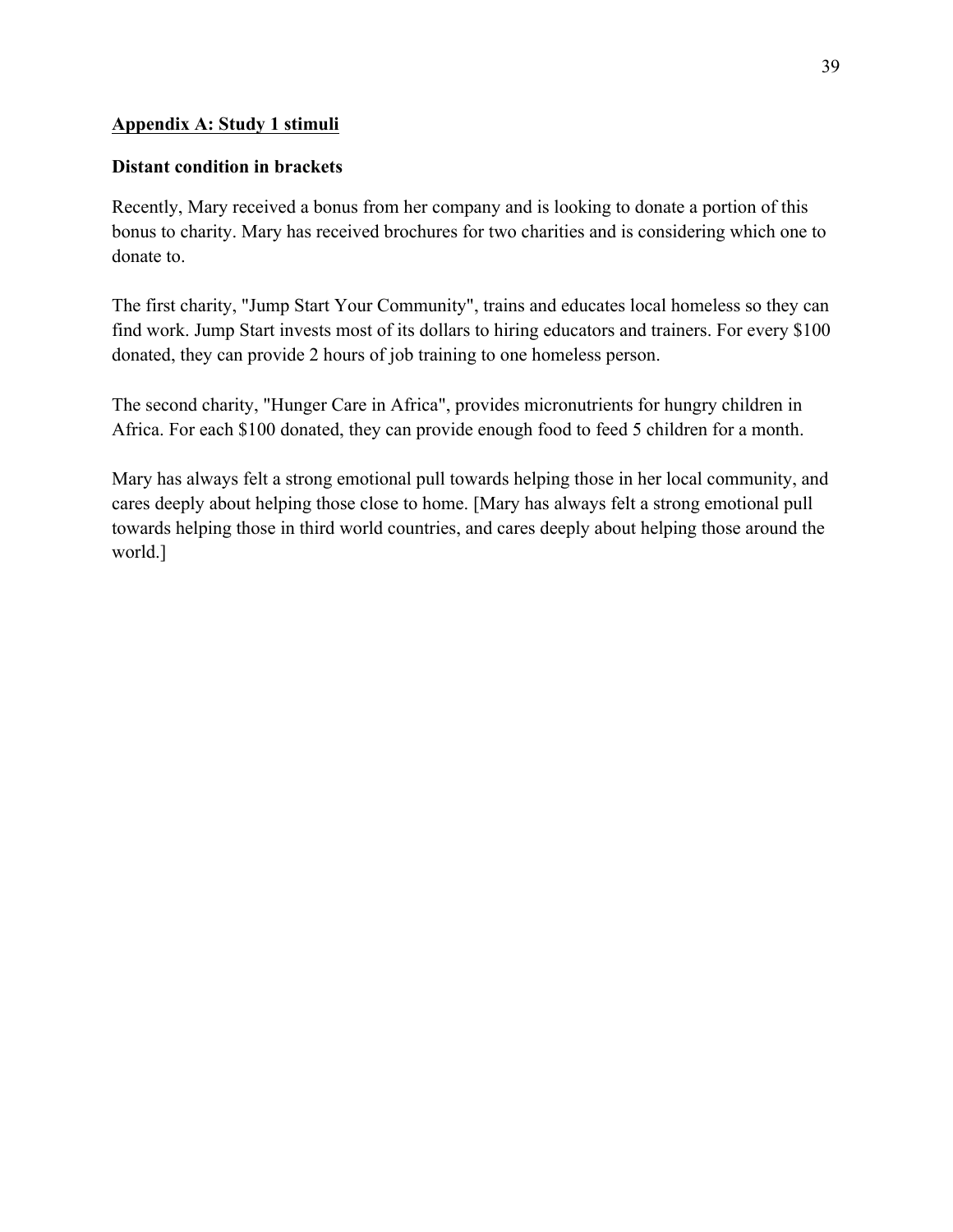## Appendix A: Study 1 stimuli

**Distant condition in brackets**

Recently, Mary received a bonus from her company and is looking to donate a portion of this bonus to charity. Mary has received brochures for two charities and is considering which one to donate to.

The first charity, "Jump Start Your Community", trains and educates local homeless so they can find work. Jump Start invests most of its dollars to hiring educators and trainers. For every $100 donated, they can provide 2 hours of job training to one homeless person.

The second charity, "Hunger Care in Africa", provides micronutrients for hungry children in Africa. For each $100 donated, they can provide enough food to feed 5 children for a month.

Mary has always felt a strong emotional pull towards helping those in her local community, and cares deeply about helping those close to home. [Mary has always felt a strong emotional pull towards helping those in third world countries, and cares deeply about helping those around the world.]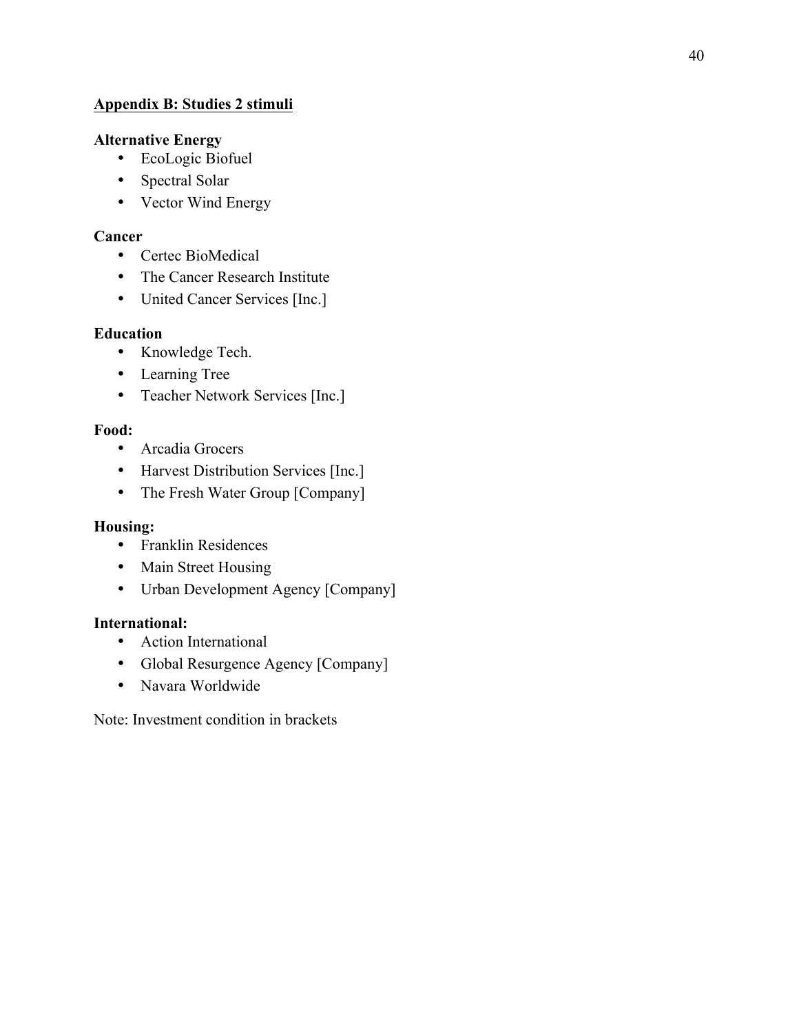## Appendix B: Studies 2 stimuli

**Alternative Energy**

- EcoLogic Biofuel
- Spectral Solar
- Vector Wind Energy

**Cancer**

- Certec BioMedical
- The Cancer Research Institute
- United Cancer Services [Inc.]

**Education**

- Knowledge Tech.
- Learning Tree
- Teacher Network Services [Inc.]

**Food:**

- Arcadia Grocers
- Harvest Distribution Services [Inc.]
- The Fresh Water Group [Company]

**Housing:**

- Franklin Residences
- Main Street Housing
- Urban Development Agency [Company]

**International:**

- Action International
- Global Resurgence Agency [Company]
- Navara Worldwide

Note: Investment condition in brackets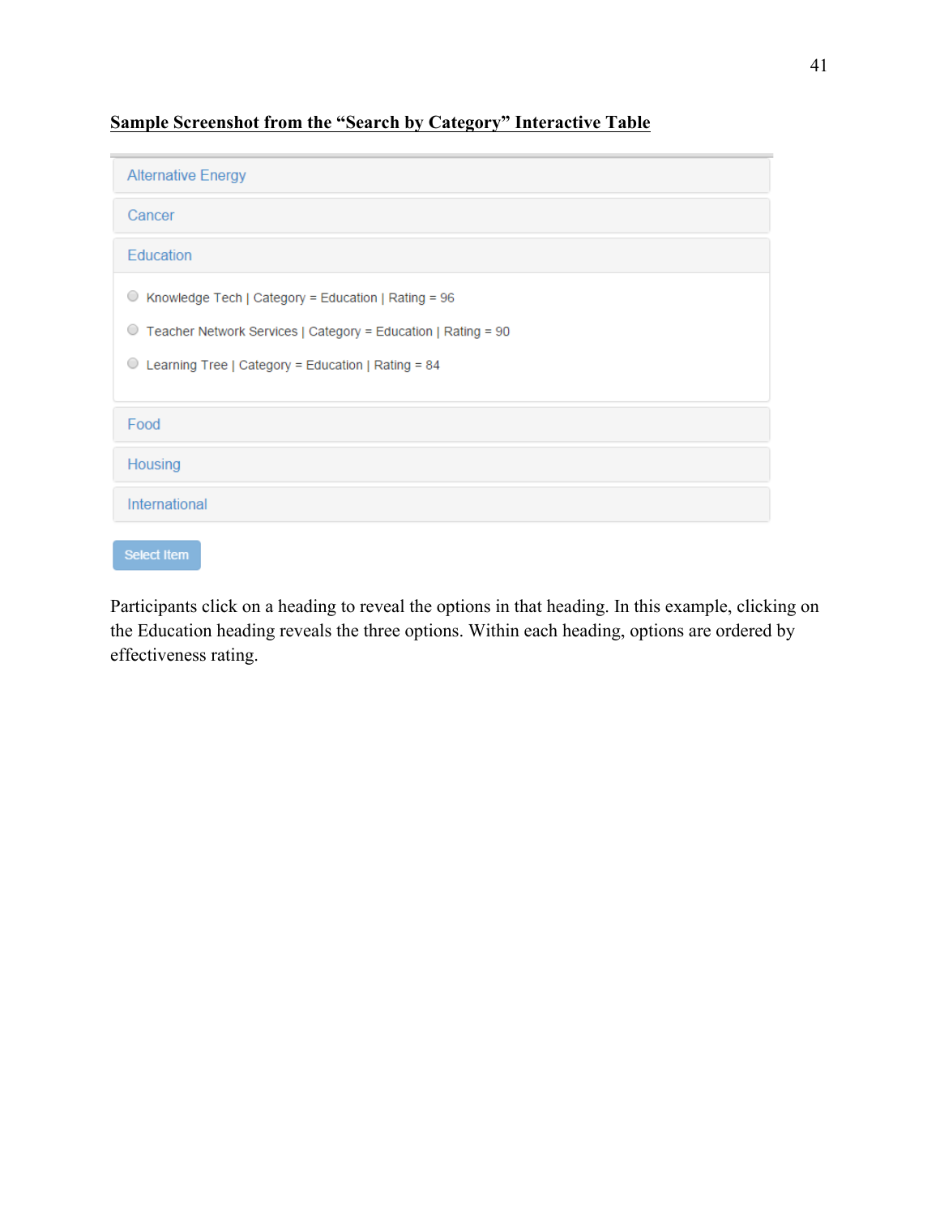**Sample Screenshot from the "Search by Category" Interactive Table**

Alternative Energy

Cancer

Education

- Knowledge Tech | Category = Education | Rating = 96
- Teacher Network Services | Category = Education | Rating = 90
- Learning Tree | Category = Education | Rating = 84

Food

Housing

International

Select Item

Participants click on a heading to reveal the options in that heading. In this example, clicking on the Education heading reveals the three options. Within each heading, options are ordered by effectiveness rating.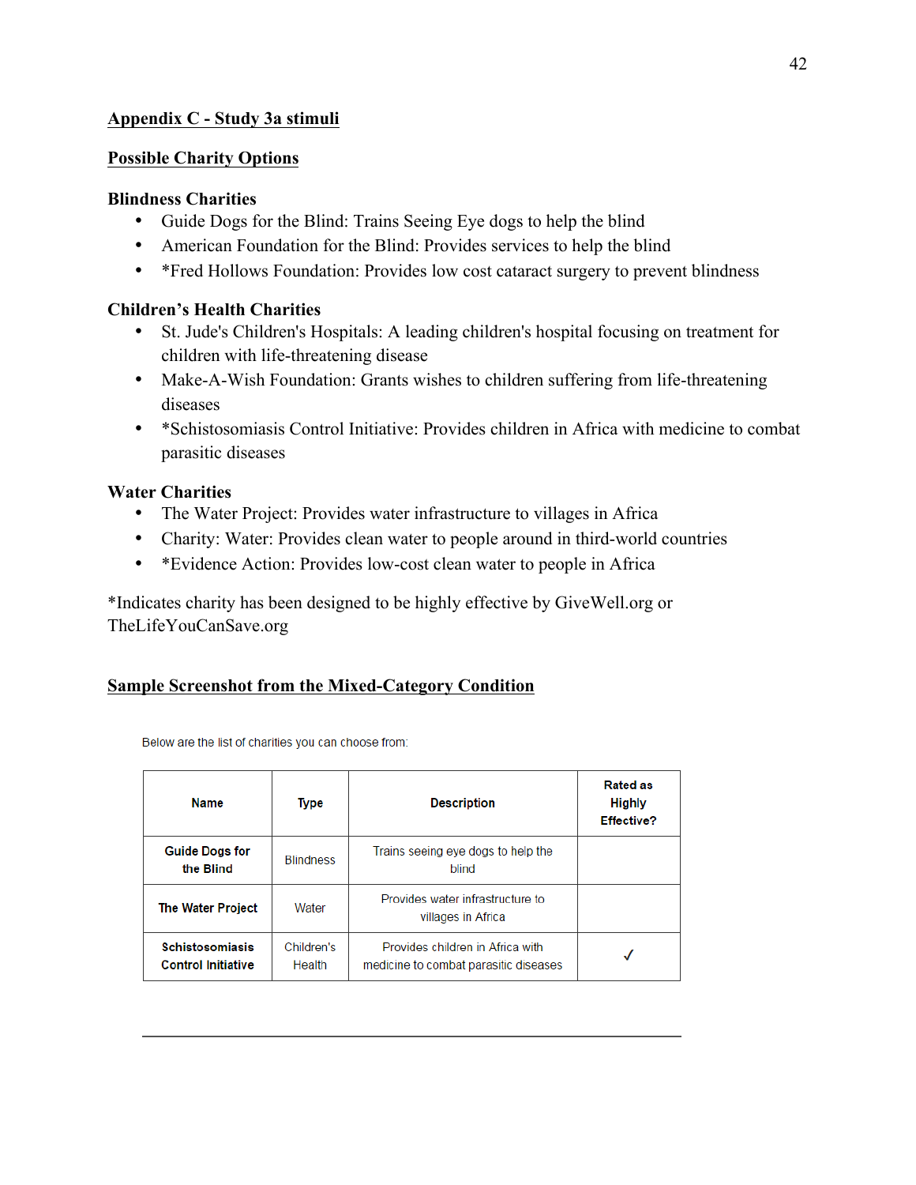## Appendix C - Study 3a stimuli

### Possible Charity Options

**Blindness Charities**

- Guide Dogs for the Blind: Trains Seeing Eye dogs to help the blind
- American Foundation for the Blind: Provides services to help the blind
- *Fred Hollows Foundation: Provides low cost cataract surgery to prevent blindness

**Children's Health Charities**

- St. Jude's Children's Hospitals: A leading children's hospital focusing on treatment for children with life-threatening disease
- Make-A-Wish Foundation: Grants wishes to children suffering from life-threatening diseases
- *Schistosomiasis Control Initiative: Provides children in Africa with medicine to combat parasitic diseases

**Water Charities**

- The Water Project: Provides water infrastructure to villages in Africa
- Charity: Water: Provides clean water to people around in third-world countries
- *Evidence Action: Provides low-cost clean water to people in Africa

*Indicates charity has been designed to be highly effective by GiveWell.org or TheLifeYouCanSave.org

### Sample Screenshot from the Mixed-Category Condition

Below are the list of charities you can choose from:

| Name | Type | Description | Rated as Highly Effective? |
|---|---|---|---|
| Guide Dogs for the Blind | Blindness | Trains seeing eye dogs to help the blind | |
| The Water Project | Water | Provides water infrastructure to villages in Africa | |
| Schistosomiasis Control Initiative | Children's Health | Provides children in Africa with medicine to combat parasitic diseases | ✓ |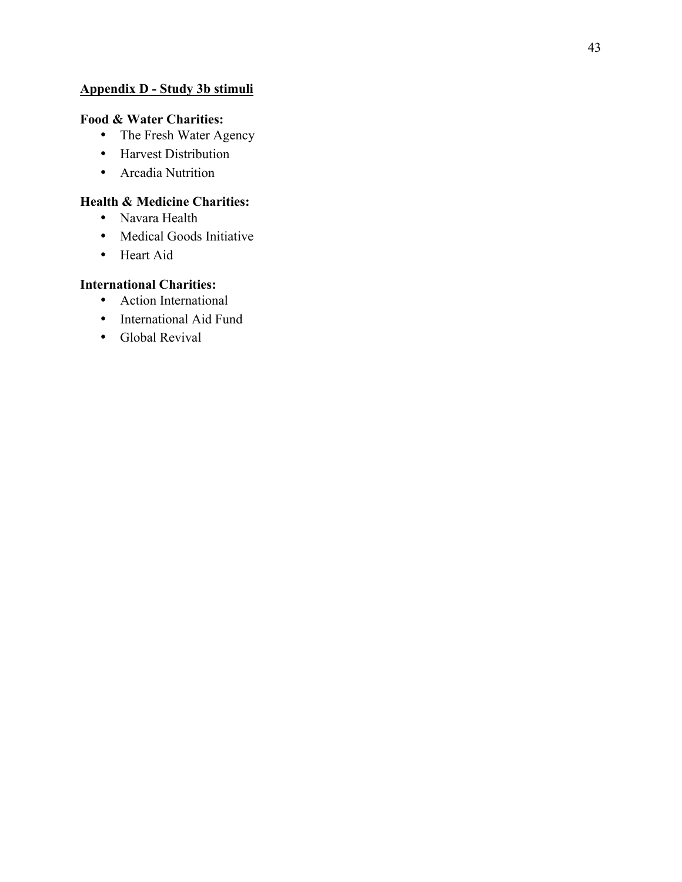## Appendix D - Study 3b stimuli

**Food & Water Charities:**

- The Fresh Water Agency
- Harvest Distribution
- Arcadia Nutrition

**Health & Medicine Charities:**

- Navara Health
- Medical Goods Initiative
- Heart Aid

**International Charities:**

- Action International
- International Aid Fund
- Global Revival